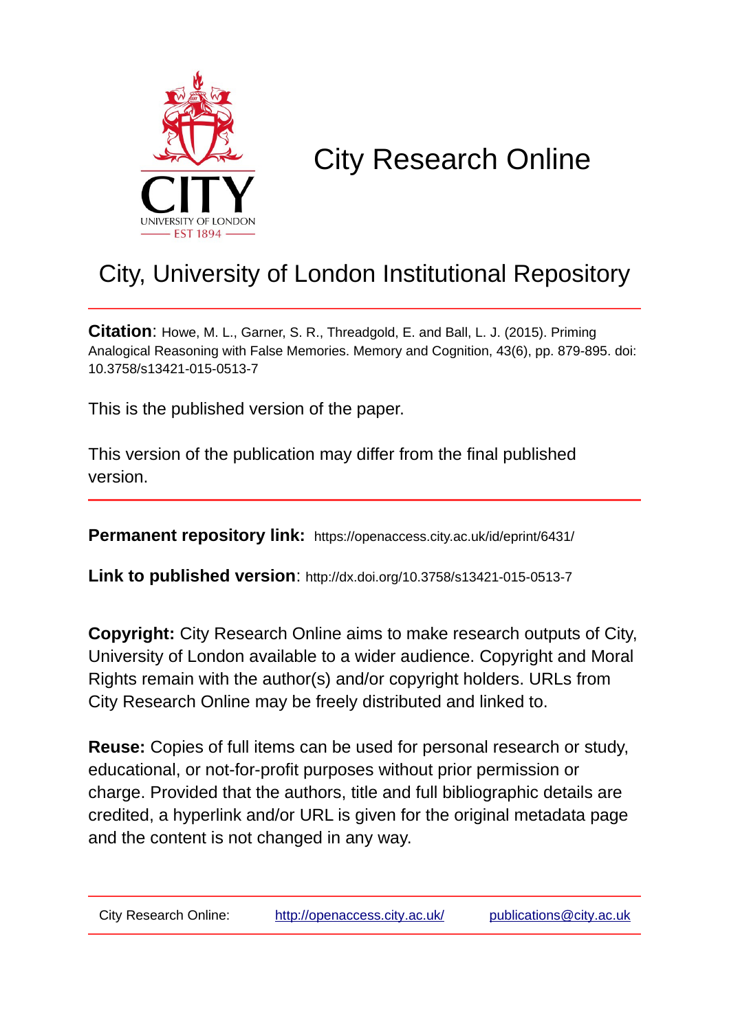# City Research Online

## City, University of London Institutional Repository

**Citation**: Howe, M. L., Garner, S. R., Threadgold, E. and Ball, L. J. (2015). Priming Analogical Reasoning with False Memories. Memory and Cognition, 43(6), pp. 879-895. doi: 10.3758/s13421-015-0513-7

This is the published version of the paper.

This version of the publication may differ from the final published version.

**Permanent repository link:** https://openaccess.city.ac.uk/id/eprint/6431/

**Link to published version**: http://dx.doi.org/10.3758/s13421-015-0513-7

**Copyright:** City Research Online aims to make research outputs of City, University of London available to a wider audience. Copyright and Moral Rights remain with the author(s) and/or copyright holders. URLs from City Research Online may be freely distributed and linked to.

**Reuse:** Copies of full items can be used for personal research or study, educational, or not-for-profit purposes without prior permission or charge. Provided that the authors, title and full bibliographic details are credited, a hyperlink and/or URL is given for the original metadata page and the content is not changed in any way.

City Research Online: http://openaccess.city.ac.uk/ publications@city.ac.uk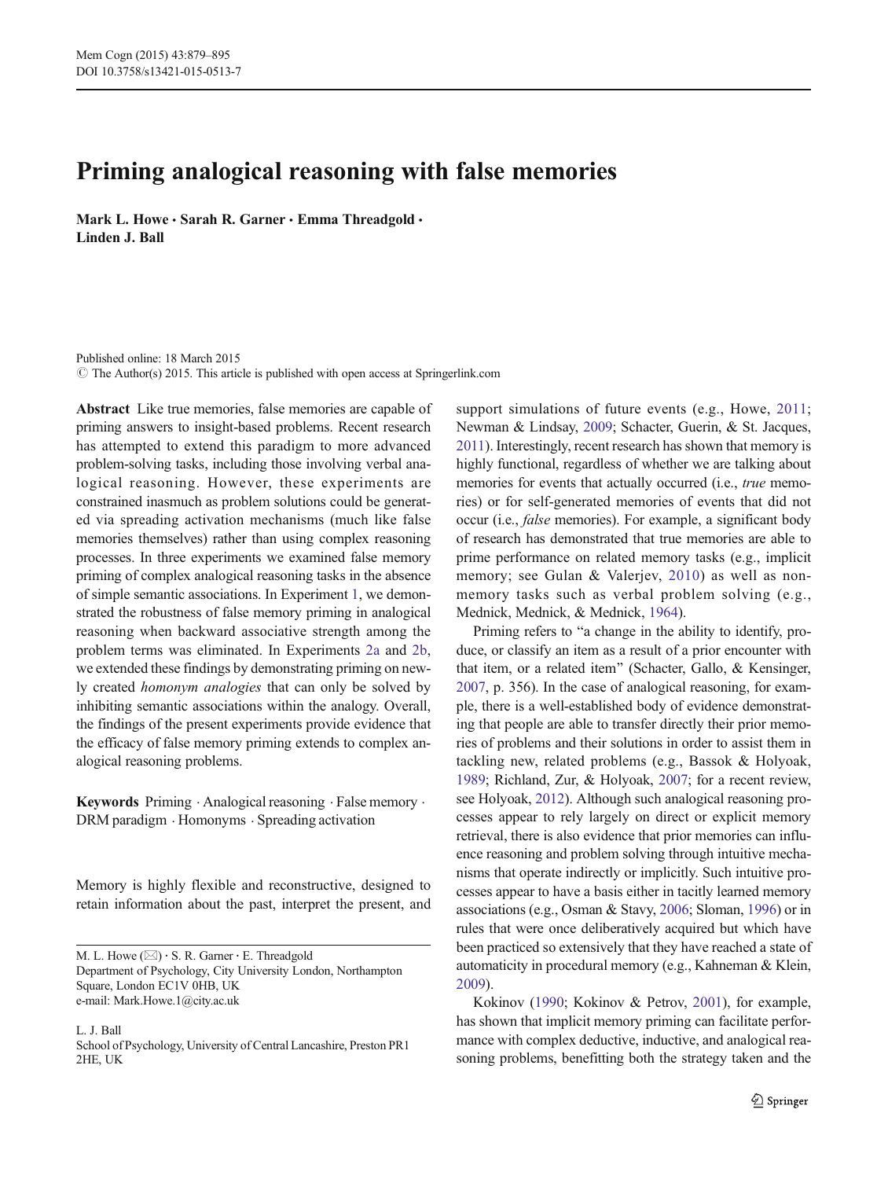# Priming analogical reasoning with false memories

**Mark L. Howe · Sarah R. Garner · Emma Threadgold · Linden J. Ball**

Published online: 18 March 2015
© The Author(s) 2015. This article is published with open access at Springerlink.com

**Abstract** Like true memories, false memories are capable of priming answers to insight-based problems. Recent research has attempted to extend this paradigm to more advanced problem-solving tasks, including those involving verbal analogical reasoning. However, these experiments are constrained inasmuch as problem solutions could be generated via spreading activation mechanisms (much like false memories themselves) rather than using complex reasoning processes. In three experiments we examined false memory priming of complex analogical reasoning tasks in the absence of simple semantic associations. In Experiment 1, we demonstrated the robustness of false memory priming in analogical reasoning when backward associative strength among the problem terms was eliminated. In Experiments 2a and 2b, we extended these findings by demonstrating priming on newly created *homonym analogies* that can only be solved by inhibiting semantic associations within the analogy. Overall, the findings of the present experiments provide evidence that the efficacy of false memory priming extends to complex analogical reasoning problems.

**Keywords** Priming · Analogical reasoning · False memory · DRM paradigm · Homonyms · Spreading activation

Memory is highly flexible and reconstructive, designed to retain information about the past, interpret the present, and support simulations of future events (e.g., Howe, 2011; Newman & Lindsay, 2009; Schacter, Guerin, & St. Jacques, 2011). Interestingly, recent research has shown that memory is highly functional, regardless of whether we are talking about memories for events that actually occurred (i.e., *true* memories) or for self-generated memories of events that did not occur (i.e., *false* memories). For example, a significant body of research has demonstrated that true memories are able to prime performance on related memory tasks (e.g., implicit memory; see Gulan & Valerjev, 2010) as well as non-memory tasks such as verbal problem solving (e.g., Mednick, Mednick, & Mednick, 1964).

Priming refers to "a change in the ability to identify, produce, or classify an item as a result of a prior encounter with that item, or a related item" (Schacter, Gallo, & Kensinger, 2007, p. 356). In the case of analogical reasoning, for example, there is a well-established body of evidence demonstrating that people are able to transfer directly their prior memories of problems and their solutions in order to assist them in tackling new, related problems (e.g., Bassok & Holyoak, 1989; Richland, Zur, & Holyoak, 2007; for a recent review, see Holyoak, 2012). Although such analogical reasoning processes appear to rely largely on direct or explicit memory retrieval, there is also evidence that prior memories can influence reasoning and problem solving through intuitive mechanisms that operate indirectly or implicitly. Such intuitive processes appear to have a basis either in tacitly learned memory associations (e.g., Osman & Stavy, 2006; Sloman, 1996) or in rules that were once deliberatively acquired but which have been practiced so extensively that they have reached a state of automaticity in procedural memory (e.g., Kahneman & Klein, 2009).

Kokinov (1990; Kokinov & Petrov, 2001), for example, has shown that implicit memory priming can facilitate performance with complex deductive, inductive, and analogical reasoning problems, benefitting both the strategy taken and the

---

M. L. Howe (✉) · S. R. Garner · E. Threadgold
Department of Psychology, City University London, Northampton Square, London EC1V 0HB, UK
e-mail: Mark.Howe.1@city.ac.uk

L. J. Ball
School of Psychology, University of Central Lancashire, Preston PR1 2HE, UK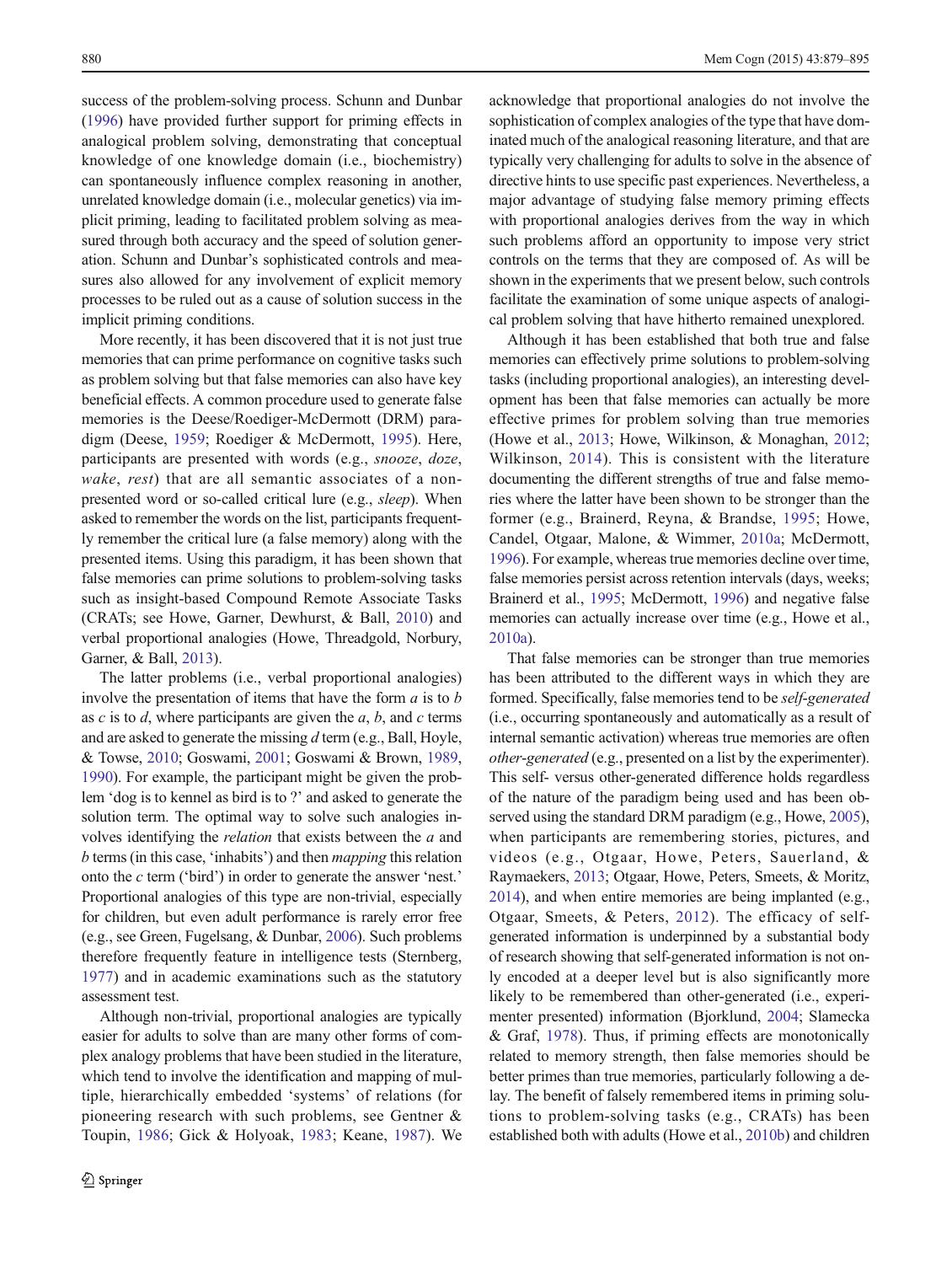success of the problem-solving process. Schunn and Dunbar (1996) have provided further support for priming effects in analogical problem solving, demonstrating that conceptual knowledge of one knowledge domain (i.e., biochemistry) can spontaneously influence complex reasoning in another, unrelated knowledge domain (i.e., molecular genetics) via implicit priming, leading to facilitated problem solving as measured through both accuracy and the speed of solution generation. Schunn and Dunbar's sophisticated controls and measures also allowed for any involvement of explicit memory processes to be ruled out as a cause of solution success in the implicit priming conditions.

More recently, it has been discovered that it is not just true memories that can prime performance on cognitive tasks such as problem solving but that false memories can also have key beneficial effects. A common procedure used to generate false memories is the Deese/Roediger-McDermott (DRM) paradigm (Deese, 1959; Roediger & McDermott, 1995). Here, participants are presented with words (e.g., *snooze*, *doze*, *wake*, *rest*) that are all semantic associates of a non-presented word or so-called critical lure (e.g., *sleep*). When asked to remember the words on the list, participants frequently remember the critical lure (a false memory) along with the presented items. Using this paradigm, it has been shown that false memories can prime solutions to problem-solving tasks such as insight-based Compound Remote Associate Tasks (CRATs; see Howe, Garner, Dewhurst, & Ball, 2010) and verbal proportional analogies (Howe, Threadgold, Norbury, Garner, & Ball, 2013).

The latter problems (i.e., verbal proportional analogies) involve the presentation of items that have the form *a* is to *b* as *c* is to *d*, where participants are given the *a*, *b*, and *c* terms and are asked to generate the missing *d* term (e.g., Ball, Hoyle, & Towse, 2010; Goswami, 2001; Goswami & Brown, 1989, 1990). For example, the participant might be given the problem 'dog is to kennel as bird is to ?' and asked to generate the solution term. The optimal way to solve such analogies involves identifying the *relation* that exists between the *a* and *b* terms (in this case, 'inhabits') and then *mapping* this relation onto the *c* term ('bird') in order to generate the answer 'nest.' Proportional analogies of this type are non-trivial, especially for children, but even adult performance is rarely error free (e.g., see Green, Fugelsang, & Dunbar, 2006). Such problems therefore frequently feature in intelligence tests (Sternberg, 1977) and in academic examinations such as the statutory assessment test.

Although non-trivial, proportional analogies are typically easier for adults to solve than are many other forms of complex analogy problems that have been studied in the literature, which tend to involve the identification and mapping of multiple, hierarchically embedded 'systems' of relations (for pioneering research with such problems, see Gentner & Toupin, 1986; Gick & Holyoak, 1983; Keane, 1987). We acknowledge that proportional analogies do not involve the sophistication of complex analogies of the type that have dominated much of the analogical reasoning literature, and that are typically very challenging for adults to solve in the absence of directive hints to use specific past experiences. Nevertheless, a major advantage of studying false memory priming effects with proportional analogies derives from the way in which such problems afford an opportunity to impose very strict controls on the terms that they are composed of. As will be shown in the experiments that we present below, such controls facilitate the examination of some unique aspects of analogical problem solving that have hitherto remained unexplored.

Although it has been established that both true and false memories can effectively prime solutions to problem-solving tasks (including proportional analogies), an interesting development has been that false memories can actually be more effective primes for problem solving than true memories (Howe et al., 2013; Howe, Wilkinson, & Monaghan, 2012; Wilkinson, 2014). This is consistent with the literature documenting the different strengths of true and false memories where the latter have been shown to be stronger than the former (e.g., Brainerd, Reyna, & Brandse, 1995; Howe, Candel, Otgaar, Malone, & Wimmer, 2010a; McDermott, 1996). For example, whereas true memories decline over time, false memories persist across retention intervals (days, weeks; Brainerd et al., 1995; McDermott, 1996) and negative false memories can actually increase over time (e.g., Howe et al., 2010a).

That false memories can be stronger than true memories has been attributed to the different ways in which they are formed. Specifically, false memories tend to be *self-generated* (i.e., occurring spontaneously and automatically as a result of internal semantic activation) whereas true memories are *other-generated* (e.g., presented on a list by the experimenter). This self- versus other-generated difference holds regardless of the nature of the paradigm being used and has been observed using the standard DRM paradigm (e.g., Howe, 2005), when participants are remembering stories, pictures, and videos (e.g., Otgaar, Howe, Peters, Sauerland, & Raymaekers, 2013; Otgaar, Howe, Peters, Smeets, & Moritz, 2014), and when entire memories are being implanted (e.g., Otgaar, Smeets, & Peters, 2012). The efficacy of self-generated information is underpinned by a substantial body of research showing that self-generated information is not only encoded at a deeper level but is also significantly more likely to be remembered than other-generated (i.e., experimenter presented) information (Bjorklund, 2004; Slamecka & Graf, 1978). Thus, if priming effects are monotonically related to memory strength, then false memories should be better primes than true memories, particularly following a delay. The benefit of falsely remembered items in priming solutions to problem-solving tasks (e.g., CRATs) has been established both with adults (Howe et al., 2010b) and children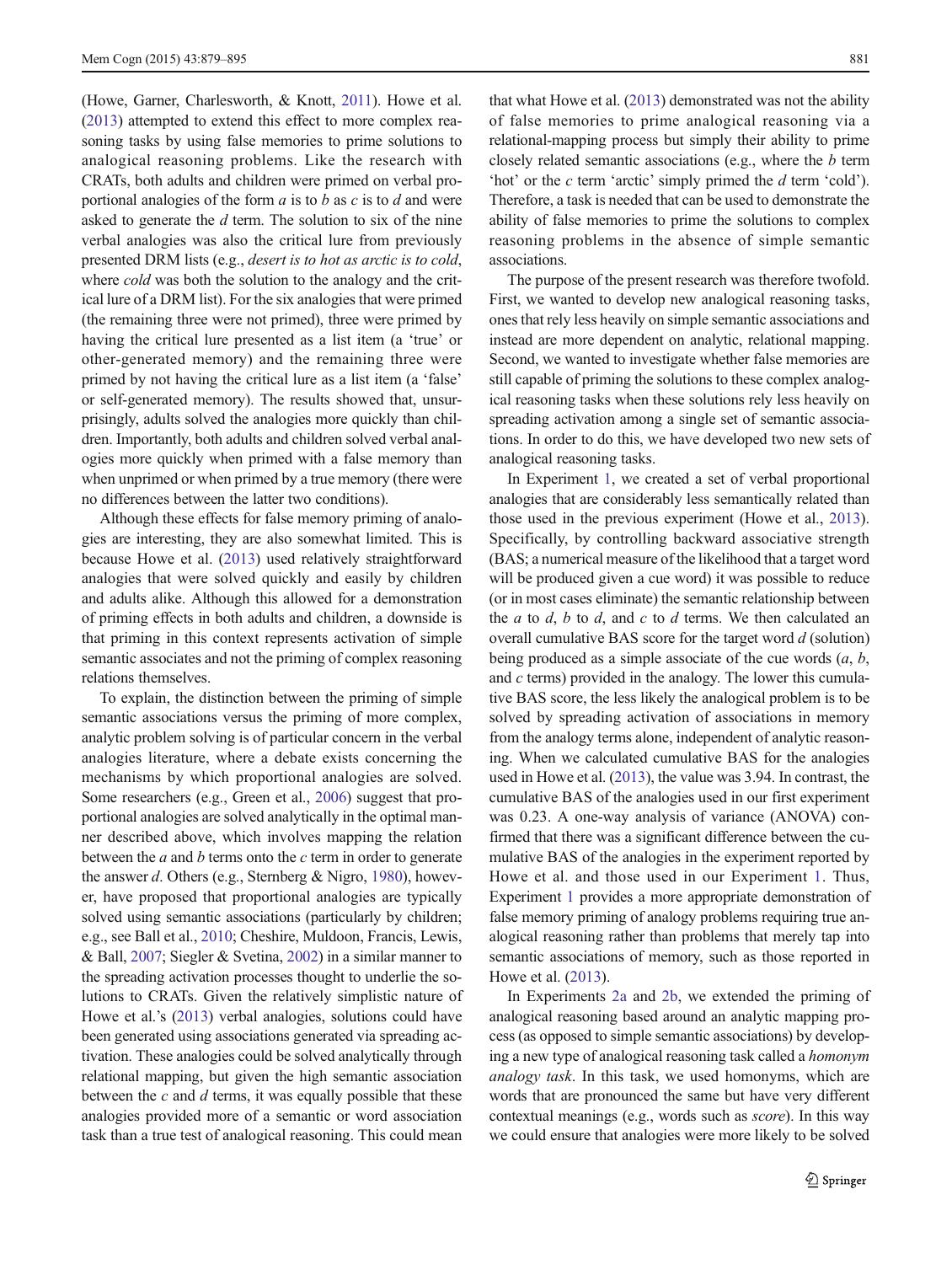(Howe, Garner, Charlesworth, & Knott, 2011). Howe et al. (2013) attempted to extend this effect to more complex reasoning tasks by using false memories to prime solutions to analogical reasoning problems. Like the research with CRATs, both adults and children were primed on verbal proportional analogies of the form *a* is to *b* as *c* is to *d* and were asked to generate the *d* term. The solution to six of the nine verbal analogies was also the critical lure from previously presented DRM lists (e.g., *desert is to hot as arctic is to cold*, where *cold* was both the solution to the analogy and the critical lure of a DRM list). For the six analogies that were primed (the remaining three were not primed), three were primed by having the critical lure presented as a list item (a 'true' or other-generated memory) and the remaining three were primed by not having the critical lure as a list item (a 'false' or self-generated memory). The results showed that, unsurprisingly, adults solved the analogies more quickly than children. Importantly, both adults and children solved verbal analogies more quickly when primed with a false memory than when unprimed or when primed by a true memory (there were no differences between the latter two conditions).

Although these effects for false memory priming of analogies are interesting, they are also somewhat limited. This is because Howe et al. (2013) used relatively straightforward analogies that were solved quickly and easily by children and adults alike. Although this allowed for a demonstration of priming effects in both adults and children, a downside is that priming in this context represents activation of simple semantic associates and not the priming of complex reasoning relations themselves.

To explain, the distinction between the priming of simple semantic associations versus the priming of more complex, analytic problem solving is of particular concern in the verbal analogies literature, where a debate exists concerning the mechanisms by which proportional analogies are solved. Some researchers (e.g., Green et al., 2006) suggest that proportional analogies are solved analytically in the optimal manner described above, which involves mapping the relation between the *a* and *b* terms onto the *c* term in order to generate the answer *d*. Others (e.g., Sternberg & Nigro, 1980), however, have proposed that proportional analogies are typically solved using semantic associations (particularly by children; e.g., see Ball et al., 2010; Cheshire, Muldoon, Francis, Lewis, & Ball, 2007; Siegler & Svetina, 2002) in a similar manner to the spreading activation processes thought to underlie the solutions to CRATs. Given the relatively simplistic nature of Howe et al.'s (2013) verbal analogies, solutions could have been generated using associations generated via spreading activation. These analogies could be solved analytically through relational mapping, but given the high semantic association between the *c* and *d* terms, it was equally possible that these analogies provided more of a semantic or word association task than a true test of analogical reasoning. This could mean that what Howe et al. (2013) demonstrated was not the ability of false memories to prime analogical reasoning via a relational-mapping process but simply their ability to prime closely related semantic associations (e.g., where the *b* term 'hot' or the *c* term 'arctic' simply primed the *d* term 'cold'). Therefore, a task is needed that can be used to demonstrate the ability of false memories to prime the solutions to complex reasoning problems in the absence of simple semantic associations.

The purpose of the present research was therefore twofold. First, we wanted to develop new analogical reasoning tasks, ones that rely less heavily on simple semantic associations and instead are more dependent on analytic, relational mapping. Second, we wanted to investigate whether false memories are still capable of priming the solutions to these complex analogical reasoning tasks when these solutions rely less heavily on spreading activation among a single set of semantic associations. In order to do this, we have developed two new sets of analogical reasoning tasks.

In Experiment 1, we created a set of verbal proportional analogies that are considerably less semantically related than those used in the previous experiment (Howe et al., 2013). Specifically, by controlling backward associative strength (BAS; a numerical measure of the likelihood that a target word will be produced given a cue word) it was possible to reduce (or in most cases eliminate) the semantic relationship between the *a* to *d*, *b* to *d*, and *c* to *d* terms. We then calculated an overall cumulative BAS score for the target word *d* (solution) being produced as a simple associate of the cue words (*a*, *b*, and *c* terms) provided in the analogy. The lower this cumulative BAS score, the less likely the analogical problem is to be solved by spreading activation of associations in memory from the analogy terms alone, independent of analytic reasoning. When we calculated cumulative BAS for the analogies used in Howe et al. (2013), the value was 3.94. In contrast, the cumulative BAS of the analogies used in our first experiment was 0.23. A one-way analysis of variance (ANOVA) confirmed that there was a significant difference between the cumulative BAS of the analogies in the experiment reported by Howe et al. and those used in our Experiment 1. Thus, Experiment 1 provides a more appropriate demonstration of false memory priming of analogy problems requiring true analogical reasoning rather than problems that merely tap into semantic associations of memory, such as those reported in Howe et al. (2013).

In Experiments 2a and 2b, we extended the priming of analogical reasoning based around an analytic mapping process (as opposed to simple semantic associations) by developing a new type of analogical reasoning task called a *homonym analogy task*. In this task, we used homonyms, which are words that are pronounced the same but have very different contextual meanings (e.g., words such as *score*). In this way we could ensure that analogies were more likely to be solved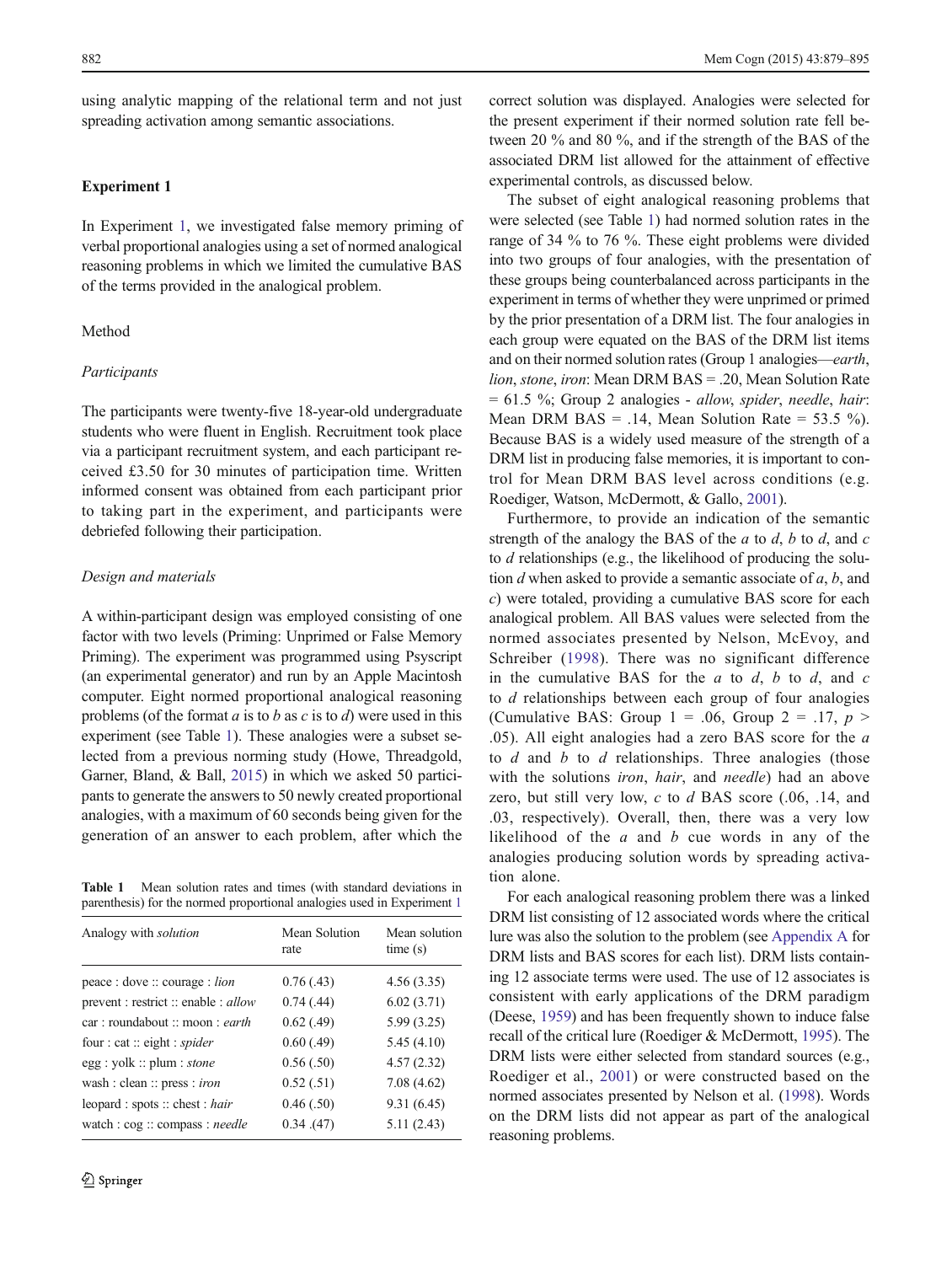using analytic mapping of the relational term and not just spreading activation among semantic associations.

## Experiment 1

In Experiment 1, we investigated false memory priming of verbal proportional analogies using a set of normed analogical reasoning problems in which we limited the cumulative BAS of the terms provided in the analogical problem.

### Method

#### *Participants*

The participants were twenty-five 18-year-old undergraduate students who were fluent in English. Recruitment took place via a participant recruitment system, and each participant received £3.50 for 30 minutes of participation time. Written informed consent was obtained from each participant prior to taking part in the experiment, and participants were debriefed following their participation.

#### *Design and materials*

A within-participant design was employed consisting of one factor with two levels (Priming: Unprimed or False Memory Priming). The experiment was programmed using Psyscript (an experimental generator) and run by an Apple Macintosh computer. Eight normed proportional analogical reasoning problems (of the format *a* is to *b* as *c* is to *d*) were used in this experiment (see Table 1). These analogies were a subset selected from a previous norming study (Howe, Threadgold, Garner, Bland, & Ball, 2015) in which we asked 50 participants to generate the answers to 50 newly created proportional analogies, with a maximum of 60 seconds being given for the generation of an answer to each problem, after which the correct solution was displayed. Analogies were selected for the present experiment if their normed solution rate fell between 20 % and 80 %, and if the strength of the BAS of the associated DRM list allowed for the attainment of effective experimental controls, as discussed below.

**Table 1** Mean solution rates and times (with standard deviations in parenthesis) for the normed proportional analogies used in Experiment 1

| Analogy with *solution* | Mean Solution rate | Mean solution time (s) |
|---|---|---|
| peace : dove :: courage : *lion* | 0.76 (.43) | 4.56 (3.35) |
| prevent : restrict :: enable : *allow* | 0.74 (.44) | 6.02 (3.71) |
| car : roundabout :: moon : *earth* | 0.62 (.49) | 5.99 (3.25) |
| four : cat :: eight : *spider* | 0.60 (.49) | 5.45 (4.10) |
| egg : yolk :: plum : *stone* | 0.56 (.50) | 4.57 (2.32) |
| wash : clean :: press : *iron* | 0.52 (.51) | 7.08 (4.62) |
| leopard : spots :: chest : *hair* | 0.46 (.50) | 9.31 (6.45) |
| watch : cog :: compass : *needle* | 0.34 .(47) | 5.11 (2.43) |

The subset of eight analogical reasoning problems that were selected (see Table 1) had normed solution rates in the range of 34 % to 76 %. These eight problems were divided into two groups of four analogies, with the presentation of these groups being counterbalanced across participants in the experiment in terms of whether they were unprimed or primed by the prior presentation of a DRM list. The four analogies in each group were equated on the BAS of the DRM list items and on their normed solution rates (Group 1 analogies—*earth*, *lion*, *stone*, *iron*: Mean DRM BAS = .20, Mean Solution Rate = 61.5 %; Group 2 analogies - *allow*, *spider*, *needle*, *hair*: Mean DRM BAS = .14, Mean Solution Rate = 53.5 %). Because BAS is a widely used measure of the strength of a DRM list in producing false memories, it is important to control for Mean DRM BAS level across conditions (e.g. Roediger, Watson, McDermott, & Gallo, 2001).

Furthermore, to provide an indication of the semantic strength of the analogy the BAS of the *a* to *d*, *b* to *d*, and *c* to *d* relationships (e.g., the likelihood of producing the solution *d* when asked to provide a semantic associate of *a*, *b*, and *c*) were totaled, providing a cumulative BAS score for each analogical problem. All BAS values were selected from the normed associates presented by Nelson, McEvoy, and Schreiber (1998). There was no significant difference in the cumulative BAS for the *a* to *d*, *b* to *d*, and *c* to *d* relationships between each group of four analogies (Cumulative BAS: Group 1 = .06, Group 2 = .17, $p > .05$). All eight analogies had a zero BAS score for the *a* to *d* and *b* to *d* relationships. Three analogies (those with the solutions *iron*, *hair*, and *needle*) had an above zero, but still very low, *c* to *d* BAS score (.06, .14, and .03, respectively). Overall, then, there was a very low likelihood of the *a* and *b* cue words in any of the analogies producing solution words by spreading activation alone.

For each analogical reasoning problem there was a linked DRM list consisting of 12 associated words where the critical lure was also the solution to the problem (see Appendix A for DRM lists and BAS scores for each list). DRM lists containing 12 associate terms were used. The use of 12 associates is consistent with early applications of the DRM paradigm (Deese, 1959) and has been frequently shown to induce false recall of the critical lure (Roediger & McDermott, 1995). The DRM lists were either selected from standard sources (e.g., Roediger et al., 2001) or were constructed based on the normed associates presented by Nelson et al. (1998). Words on the DRM lists did not appear as part of the analogical reasoning problems.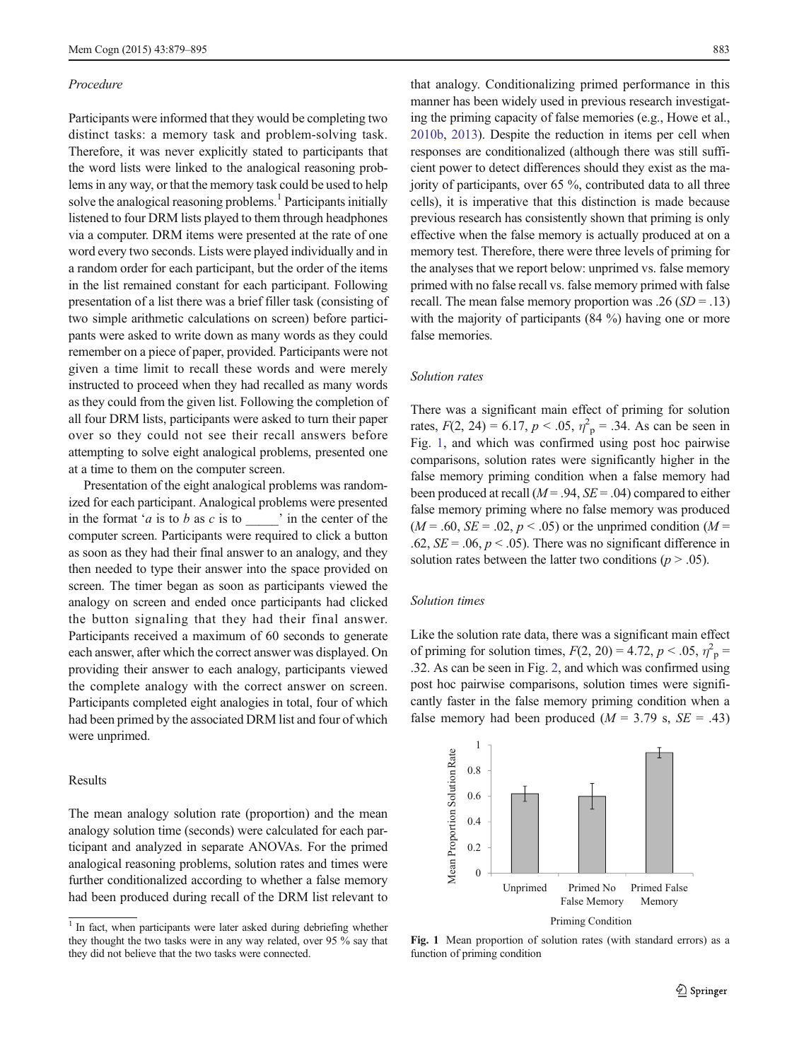*Procedure*

Participants were informed that they would be completing two distinct tasks: a memory task and problem-solving task. Therefore, it was never explicitly stated to participants that the word lists were linked to the analogical reasoning problems in any way, or that the memory task could be used to help solve the analogical reasoning problems.[1] Participants initially listened to four DRM lists played to them through headphones via a computer. DRM items were presented at the rate of one word every two seconds. Lists were played individually and in a random order for each participant, but the order of the items in the list remained constant for each participant. Following presentation of a list there was a brief filler task (consisting of two simple arithmetic calculations on screen) before participants were asked to write down as many words as they could remember on a piece of paper, provided. Participants were not given a time limit to recall these words and were merely instructed to proceed when they had recalled as many words as they could from the given list. Following the completion of all four DRM lists, participants were asked to turn their paper over so they could not see their recall answers before attempting to solve eight analogical problems, presented one at a time to them on the computer screen.

Presentation of the eight analogical problems was randomized for each participant. Analogical problems were presented in the format '*a* is to *b* as *c* is to _____' in the center of the computer screen. Participants were required to click a button as soon as they had their final answer to an analogy, and they then needed to type their answer into the space provided on screen. The timer began as soon as participants viewed the analogy on screen and ended once participants had clicked the button signaling that they had their final answer. Participants received a maximum of 60 seconds to generate each answer, after which the correct answer was displayed. On providing their answer to each analogy, participants viewed the complete analogy with the correct answer on screen. Participants completed eight analogies in total, four of which had been primed by the associated DRM list and four of which were unprimed.

## Results

The mean analogy solution rate (proportion) and the mean analogy solution time (seconds) were calculated for each participant and analyzed in separate ANOVAs. For the primed analogical reasoning problems, solution rates and times were further conditionalized according to whether a false memory had been produced during recall of the DRM list relevant to that analogy. Conditionalizing primed performance in this manner has been widely used in previous research investigating the priming capacity of false memories (e.g., Howe et al., 2010b, 2013). Despite the reduction in items per cell when responses are conditionalized (although there was still sufficient power to detect differences should they exist as the majority of participants, over 65 %, contributed data to all three cells), it is imperative that this distinction is made because previous research has consistently shown that priming is only effective when the false memory is actually produced at on a memory test. Therefore, there were three levels of priming for the analyses that we report below: unprimed vs. false memory primed with no false recall vs. false memory primed with false recall. The mean false memory proportion was .26 ($SD$ = .13) with the majority of participants (84 %) having one or more false memories.

*Solution rates*

There was a significant main effect of priming for solution rates, $F(2, 24) = 6.17$, $p < .05$, $\eta^2_p = .34$. As can be seen in Fig. 1, and which was confirmed using post hoc pairwise comparisons, solution rates were significantly higher in the false memory priming condition when a false memory had been produced at recall ($M$ = .94, $SE$ = .04) compared to either false memory priming where no false memory was produced ($M$ = .60, $SE$ = .02, $p < .05$) or the unprimed condition ($M$ = .62, $SE$ = .06, $p < .05$). There was no significant difference in solution rates between the latter two conditions ($p > .05$).

*Solution times*

Like the solution rate data, there was a significant main effect of priming for solution times, $F(2, 20) = 4.72$, $p < .05$, $\eta^2_p = .32$. As can be seen in Fig. 2, and which was confirmed using post hoc pairwise comparisons, solution times were significantly faster in the false memory priming condition when a false memory had been produced ($M$ = 3.79 s, $SE$ = .43)

Mean Proportion Solution Rate
1
0.8
0.6
0.4
0.2
0
Unprimed
Primed No False Memory
Primed False Memory
Priming Condition

**Fig. 1** Mean proportion of solution rates (with standard errors) as a function of priming condition

[1] In fact, when participants were later asked during debriefing whether they thought the two tasks were in any way related, over 95 % say that they did not believe that the two tasks were connected.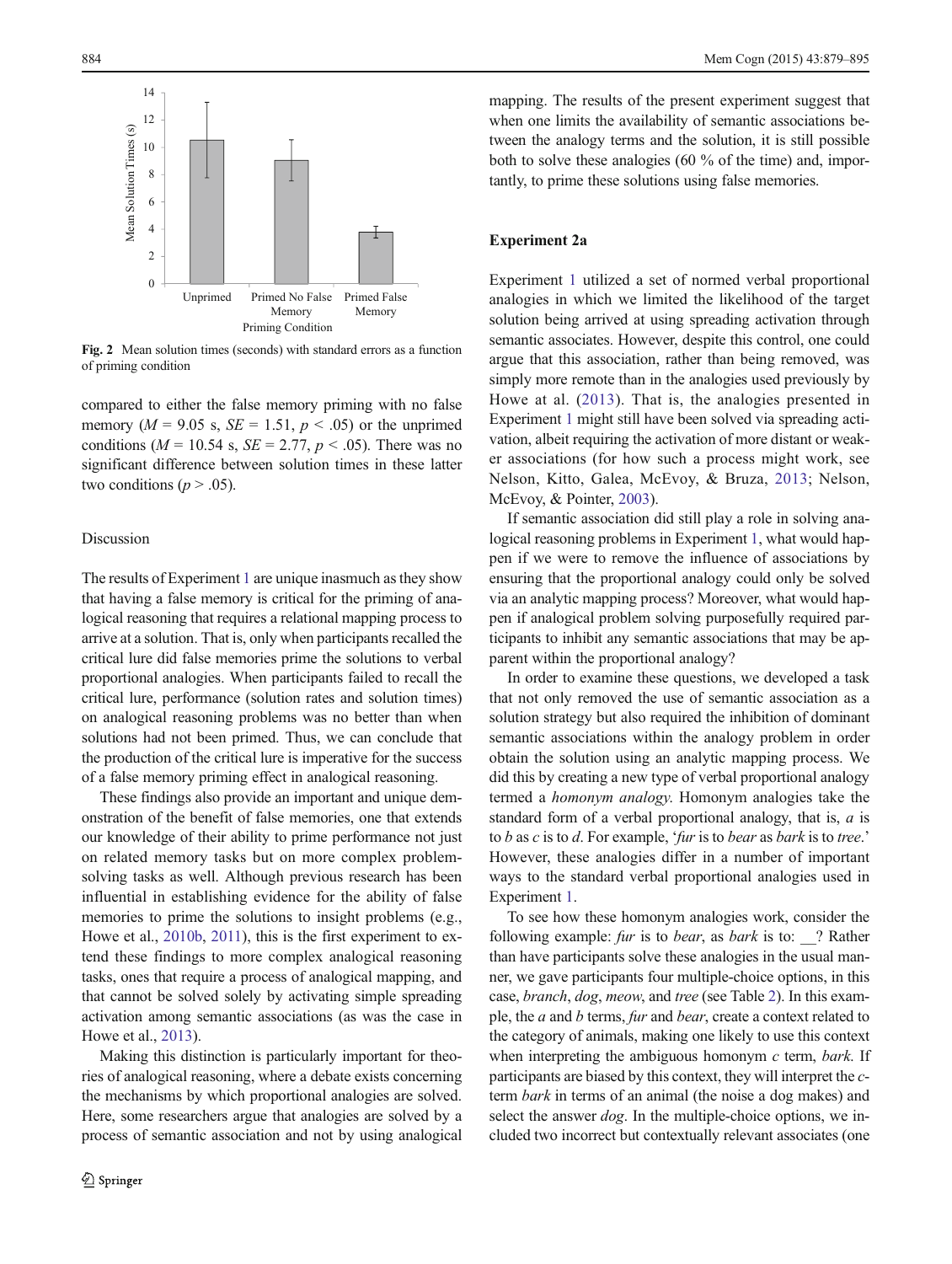Fig. 2 Mean solution times (seconds) with standard errors as a function of priming condition

compared to either the false memory priming with no false memory ($M$ = 9.05 s, $SE$ = 1.51, $p$ < .05) or the unprimed conditions ($M$ = 10.54 s, $SE$ = 2.77, $p$ < .05). There was no significant difference between solution times in these latter two conditions ($p$ > .05).

### Discussion

The results of Experiment 1 are unique inasmuch as they show that having a false memory is critical for the priming of analogical reasoning that requires a relational mapping process to arrive at a solution. That is, only when participants recalled the critical lure did false memories prime the solutions to verbal proportional analogies. When participants failed to recall the critical lure, performance (solution rates and solution times) on analogical reasoning problems was no better than when solutions had not been primed. Thus, we can conclude that the production of the critical lure is imperative for the success of a false memory priming effect in analogical reasoning.

These findings also provide an important and unique demonstration of the benefit of false memories, one that extends our knowledge of their ability to prime performance not just on related memory tasks but on more complex problem-solving tasks as well. Although previous research has been influential in establishing evidence for the ability of false memories to prime the solutions to insight problems (e.g., Howe et al., 2010b, 2011), this is the first experiment to extend these findings to more complex analogical reasoning tasks, ones that require a process of analogical mapping, and that cannot be solved solely by activating simple spreading activation among semantic associations (as was the case in Howe et al., 2013).

Making this distinction is particularly important for theories of analogical reasoning, where a debate exists concerning the mechanisms by which proportional analogies are solved. Here, some researchers argue that analogies are solved by a process of semantic association and not by using analogical mapping. The results of the present experiment suggest that when one limits the availability of semantic associations between the analogy terms and the solution, it is still possible both to solve these analogies (60 % of the time) and, importantly, to prime these solutions using false memories.

## Experiment 2a

Experiment 1 utilized a set of normed verbal proportional analogies in which we limited the likelihood of the target solution being arrived at using spreading activation through semantic associates. However, despite this control, one could argue that this association, rather than being removed, was simply more remote than in the analogies used previously by Howe at al. (2013). That is, the analogies presented in Experiment 1 might still have been solved via spreading activation, albeit requiring the activation of more distant or weaker associations (for how such a process might work, see Nelson, Kitto, Galea, McEvoy, & Bruza, 2013; Nelson, McEvoy, & Pointer, 2003).

If semantic association did still play a role in solving analogical reasoning problems in Experiment 1, what would happen if we were to remove the influence of associations by ensuring that the proportional analogy could only be solved via an analytic mapping process? Moreover, what would happen if analogical problem solving purposefully required participants to inhibit any semantic associations that may be apparent within the proportional analogy?

In order to examine these questions, we developed a task that not only removed the use of semantic association as a solution strategy but also required the inhibition of dominant semantic associations within the analogy problem in order obtain the solution using an analytic mapping process. We did this by creating a new type of verbal proportional analogy termed a *homonym analogy.* Homonym analogies take the standard form of a verbal proportional analogy, that is, *a* is to *b* as *c* is to *d*. For example, '*fur* is to *bear* as *bark* is to *tree*.' However, these analogies differ in a number of important ways to the standard verbal proportional analogies used in Experiment 1.

To see how these homonym analogies work, consider the following example: *fur* is to *bear*, as *bark* is to: __? Rather than have participants solve these analogies in the usual manner, we gave participants four multiple-choice options, in this case, *branch*, *dog*, *meow*, and *tree* (see Table 2). In this example, the *a* and *b* terms, *fur* and *bear*, create a context related to the category of animals, making one likely to use this context when interpreting the ambiguous homonym *c* term, *bark*. If participants are biased by this context, they will interpret the *c*-term *bark* in terms of an animal (the noise a dog makes) and select the answer *dog*. In the multiple-choice options, we included two incorrect but contextually relevant associates (one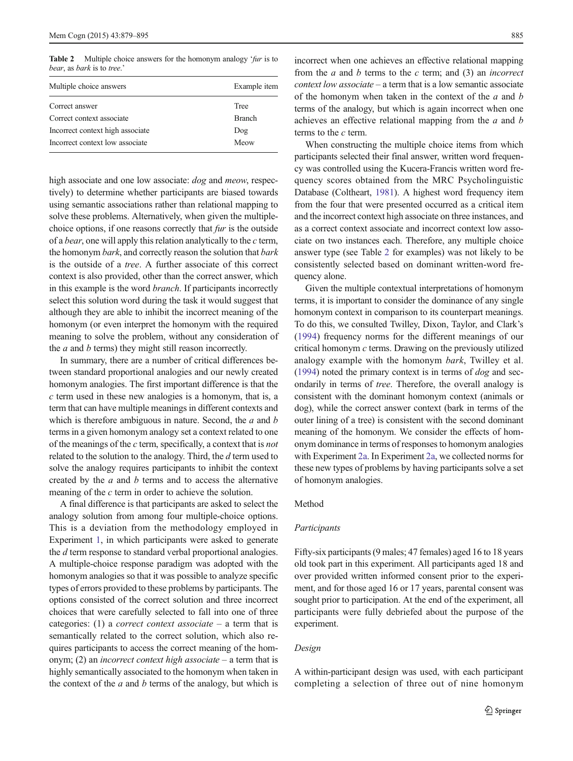**Table 2** Multiple choice answers for the homonym analogy '*fur* is to *bear*, as *bark* is to *tree*.'

| Multiple choice answers | Example item |
|---|---|
| Correct answer | Tree |
| Correct context associate | Branch |
| Incorrect context high associate | Dog |
| Incorrect context low associate | Meow |

high associate and one low associate: *dog* and *meow*, respectively) to determine whether participants are biased towards using semantic associations rather than relational mapping to solve these problems. Alternatively, when given the multiple-choice options, if one reasons correctly that *fur* is the outside of a *bear*, one will apply this relation analytically to the *c* term, the homonym *bark*, and correctly reason the solution that *bark* is the outside of a *tree*. A further associate of this correct context is also provided, other than the correct answer, which in this example is the word *branch*. If participants incorrectly select this solution word during the task it would suggest that although they are able to inhibit the incorrect meaning of the homonym (or even interpret the homonym with the required meaning to solve the problem, without any consideration of the *a* and *b* terms) they might still reason incorrectly.

In summary, there are a number of critical differences between standard proportional analogies and our newly created homonym analogies. The first important difference is that the *c* term used in these new analogies is a homonym, that is, a term that can have multiple meanings in different contexts and which is therefore ambiguous in nature. Second, the *a* and *b* terms in a given homonym analogy set a context related to one of the meanings of the *c* term, specifically, a context that is *not* related to the solution to the analogy. Third, the *d* term used to solve the analogy requires participants to inhibit the context created by the *a* and *b* terms and to access the alternative meaning of the *c* term in order to achieve the solution.

A final difference is that participants are asked to select the analogy solution from among four multiple-choice options. This is a deviation from the methodology employed in Experiment 1, in which participants were asked to generate the *d* term response to standard verbal proportional analogies. A multiple-choice response paradigm was adopted with the homonym analogies so that it was possible to analyze specific types of errors provided to these problems by participants. The options consisted of the correct solution and three incorrect choices that were carefully selected to fall into one of three categories: (1) a *correct context associate* – a term that is semantically related to the correct solution, which also requires participants to access the correct meaning of the homonym; (2) an *incorrect context high associate* – a term that is highly semantically associated to the homonym when taken in the context of the *a* and *b* terms of the analogy, but which is incorrect when one achieves an effective relational mapping from the *a* and *b* terms to the *c* term; and (3) an *incorrect context low associate* – a term that is a low semantic associate of the homonym when taken in the context of the *a* and *b* terms of the analogy, but which is again incorrect when one achieves an effective relational mapping from the *a* and *b* terms to the *c* term.

When constructing the multiple choice items from which participants selected their final answer, written word frequency was controlled using the Kucera-Francis written word frequency scores obtained from the MRC Psycholinguistic Database (Coltheart, 1981). A highest word frequency item from the four that were presented occurred as a critical item and the incorrect context high associate on three instances, and as a correct context associate and incorrect context low associate on two instances each. Therefore, any multiple choice answer type (see Table 2 for examples) was not likely to be consistently selected based on dominant written-word frequency alone.

Given the multiple contextual interpretations of homonym terms, it is important to consider the dominance of any single homonym context in comparison to its counterpart meanings. To do this, we consulted Twilley, Dixon, Taylor, and Clark's (1994) frequency norms for the different meanings of our critical homonym *c* terms. Drawing on the previously utilized analogy example with the homonym *bark*, Twilley et al. (1994) noted the primary context is in terms of *dog* and secondarily in terms of *tree*. Therefore, the overall analogy is consistent with the dominant homonym context (animals or dog), while the correct answer context (bark in terms of the outer lining of a tree) is consistent with the second dominant meaning of the homonym. We consider the effects of homonym dominance in terms of responses to homonym analogies with Experiment 2a. In Experiment 2a, we collected norms for these new types of problems by having participants solve a set of homonym analogies.

## Method

### Participants

Fifty-six participants (9 males; 47 females) aged 16 to 18 years old took part in this experiment. All participants aged 18 and over provided written informed consent prior to the experiment, and for those aged 16 or 17 years, parental consent was sought prior to participation. At the end of the experiment, all participants were fully debriefed about the purpose of the experiment.

### Design

A within-participant design was used, with each participant completing a selection of three out of nine homonym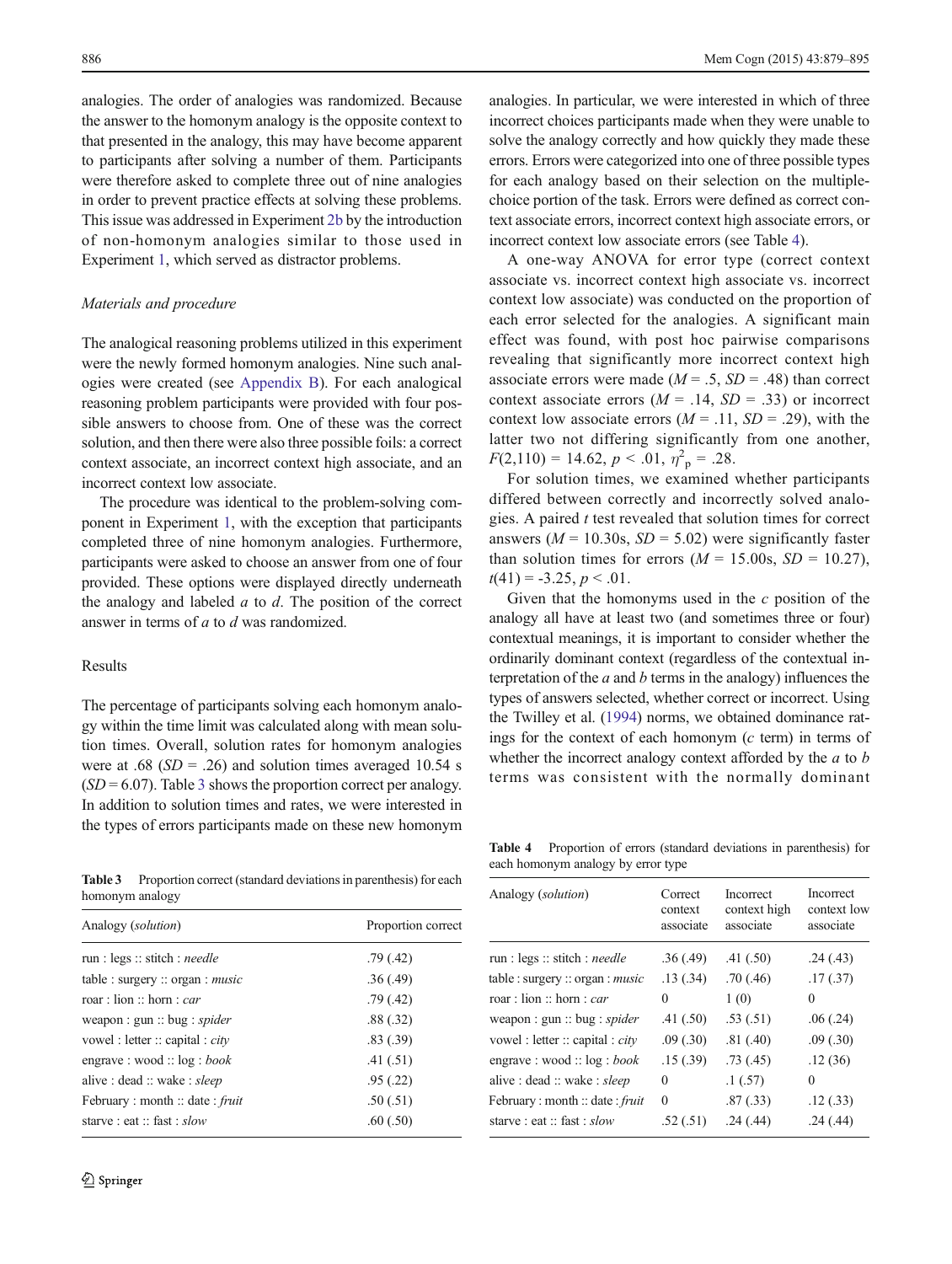analogies. The order of analogies was randomized. Because the answer to the homonym analogy is the opposite context to that presented in the analogy, this may have become apparent to participants after solving a number of them. Participants were therefore asked to complete three out of nine analogies in order to prevent practice effects at solving these problems. This issue was addressed in Experiment 2b by the introduction of non-homonym analogies similar to those used in Experiment 1, which served as distractor problems.

*Materials and procedure*

The analogical reasoning problems utilized in this experiment were the newly formed homonym analogies. Nine such analogies were created (see Appendix B). For each analogical reasoning problem participants were provided with four possible answers to choose from. One of these was the correct solution, and then there were also three possible foils: a correct context associate, an incorrect context high associate, and an incorrect context low associate.

The procedure was identical to the problem-solving component in Experiment 1, with the exception that participants completed three of nine homonym analogies. Furthermore, participants were asked to choose an answer from one of four provided. These options were displayed directly underneath the analogy and labeled *a* to *d*. The position of the correct answer in terms of *a* to *d* was randomized.

## Results

The percentage of participants solving each homonym analogy within the time limit was calculated along with mean solution times. Overall, solution rates for homonym analogies were at .68 ($SD$ = .26) and solution times averaged 10.54 s ($SD$ = 6.07). Table 3 shows the proportion correct per analogy. In addition to solution times and rates, we were interested in the types of errors participants made on these new homonym analogies. In particular, we were interested in which of three incorrect choices participants made when they were unable to solve the analogy correctly and how quickly they made these errors. Errors were categorized into one of three possible types for each analogy based on their selection on the multiple-choice portion of the task. Errors were defined as correct context associate errors, incorrect context high associate errors, or incorrect context low associate errors (see Table 4).

A one-way ANOVA for error type (correct context associate vs. incorrect context high associate vs. incorrect context low associate) was conducted on the proportion of each error selected for the analogies. A significant main effect was found, with post hoc pairwise comparisons revealing that significantly more incorrect context high associate errors were made ($M$ = .5, $SD$ = .48) than correct context associate errors ($M$ = .14, $SD$ = .33) or incorrect context low associate errors ($M$ = .11, $SD$ = .29), with the latter two not differing significantly from one another, $F(2,110) = 14.62$, $p < .01$, $\eta^2_p = .28$.

For solution times, we examined whether participants differed between correctly and incorrectly solved analogies. A paired $t$ test revealed that solution times for correct answers ($M$ = 10.30s, $SD$ = 5.02) were significantly faster than solution times for errors ($M$ = 15.00s, $SD$ = 10.27), $t(41) = -3.25$, $p < .01$.

Given that the homonyms used in the *c* position of the analogy all have at least two (and sometimes three or four) contextual meanings, it is important to consider whether the ordinarily dominant context (regardless of the contextual interpretation of the *a* and *b* terms in the analogy) influences the types of answers selected, whether correct or incorrect. Using the Twilley et al. (1994) norms, we obtained dominance ratings for the context of each homonym (*c* term) in terms of whether the incorrect analogy context afforded by the *a* to *b* terms was consistent with the normally dominant

**Table 3** Proportion correct (standard deviations in parenthesis) for each homonym analogy

| Analogy (*solution*) | Proportion correct |
|---|---|
| run : legs :: stitch : *needle* | .79 (.42) |
| table : surgery :: organ : *music* | .36 (.49) |
| roar : lion :: horn : *car* | .79 (.42) |
| weapon : gun :: bug : *spider* | .88 (.32) |
| vowel : letter :: capital : *city* | .83 (.39) |
| engrave : wood :: log : *book* | .41 (.51) |
| alive : dead :: wake : *sleep* | .95 (.22) |
| February : month :: date : *fruit* | .50 (.51) |
| starve : eat :: fast : *slow* | .60 (.50) |

**Table 4** Proportion of errors (standard deviations in parenthesis) for each homonym analogy by error type

| Analogy (*solution*) | Correct context associate | Incorrect context high associate | Incorrect context low associate |
|---|---|---|---|
| run : legs :: stitch : *needle* | .36 (.49) | .41 (.50) | .24 (.43) |
| table : surgery :: organ : *music* | .13 (.34) | .70 (.46) | .17 (.37) |
| roar : lion :: horn : *car* | 0 | 1 (0) | 0 |
| weapon : gun :: bug : *spider* | .41 (.50) | .53 (.51) | .06 (.24) |
| vowel : letter :: capital : *city* | .09 (.30) | .81 (.40) | .09 (.30) |
| engrave : wood :: log : *book* | .15 (.39) | .73 (.45) | .12 (36) |
| alive : dead :: wake : *sleep* | 0 | .1 (.57) | 0 |
| February : month :: date : *fruit* | 0 | .87 (.33) | .12 (.33) |
| starve : eat :: fast : *slow* | .52 (.51) | .24 (.44) | .24 (.44) |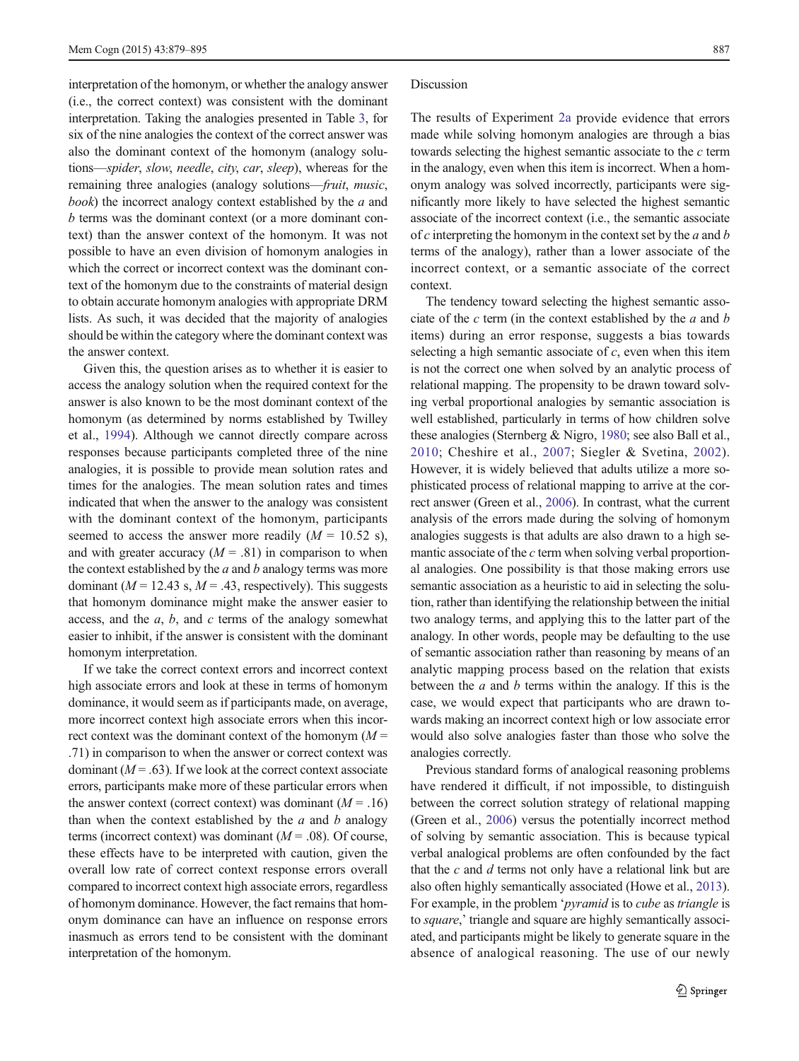interpretation of the homonym, or whether the analogy answer (i.e., the correct context) was consistent with the dominant interpretation. Taking the analogies presented in Table 3, for six of the nine analogies the context of the correct answer was also the dominant context of the homonym (analogy solutions—*spider*, *slow*, *needle*, *city*, *car*, *sleep*), whereas for the remaining three analogies (analogy solutions—*fruit*, *music*, *book*) the incorrect analogy context established by the *a* and *b* terms was the dominant context (or a more dominant context) than the answer context of the homonym. It was not possible to have an even division of homonym analogies in which the correct or incorrect context was the dominant context of the homonym due to the constraints of material design to obtain accurate homonym analogies with appropriate DRM lists. As such, it was decided that the majority of analogies should be within the category where the dominant context was the answer context.

Given this, the question arises as to whether it is easier to access the analogy solution when the required context for the answer is also known to be the most dominant context of the homonym (as determined by norms established by Twilley et al., 1994). Although we cannot directly compare across responses because participants completed three of the nine analogies, it is possible to provide mean solution rates and times for the analogies. The mean solution rates and times indicated that when the answer to the analogy was consistent with the dominant context of the homonym, participants seemed to access the answer more readily ($M$ = 10.52 s), and with greater accuracy ($M$ = .81) in comparison to when the context established by the *a* and *b* analogy terms was more dominant ($M$ = 12.43 s, $M$ = .43, respectively). This suggests that homonym dominance might make the answer easier to access, and the *a*, *b*, and *c* terms of the analogy somewhat easier to inhibit, if the answer is consistent with the dominant homonym interpretation.

If we take the correct context errors and incorrect context high associate errors and look at these in terms of homonym dominance, it would seem as if participants made, on average, more incorrect context high associate errors when this incorrect context was the dominant context of the homonym ($M$ = .71) in comparison to when the answer or correct context was dominant ($M$ = .63). If we look at the correct context associate errors, participants make more of these particular errors when the answer context (correct context) was dominant ($M$ = .16) than when the context established by the *a* and *b* analogy terms (incorrect context) was dominant ($M$ = .08). Of course, these effects have to be interpreted with caution, given the overall low rate of correct context response errors overall compared to incorrect context high associate errors, regardless of homonym dominance. However, the fact remains that homonym dominance can have an influence on response errors inasmuch as errors tend to be consistent with the dominant interpretation of the homonym.

Discussion

The results of Experiment 2a provide evidence that errors made while solving homonym analogies are through a bias towards selecting the highest semantic associate to the *c* term in the analogy, even when this item is incorrect. When a homonym analogy was solved incorrectly, participants were significantly more likely to have selected the highest semantic associate of the incorrect context (i.e., the semantic associate of *c* interpreting the homonym in the context set by the *a* and *b* terms of the analogy), rather than a lower associate of the incorrect context, or a semantic associate of the correct context.

The tendency toward selecting the highest semantic associate of the *c* term (in the context established by the *a* and *b* items) during an error response, suggests a bias towards selecting a high semantic associate of *c*, even when this item is not the correct one when solved by an analytic process of relational mapping. The propensity to be drawn toward solving verbal proportional analogies by semantic association is well established, particularly in terms of how children solve these analogies (Sternberg & Nigro, 1980; see also Ball et al., 2010; Cheshire et al., 2007; Siegler & Svetina, 2002). However, it is widely believed that adults utilize a more sophisticated process of relational mapping to arrive at the correct answer (Green et al., 2006). In contrast, what the current analysis of the errors made during the solving of homonym analogies suggests is that adults are also drawn to a high semantic associate of the *c* term when solving verbal proportional analogies. One possibility is that those making errors use semantic association as a heuristic to aid in selecting the solution, rather than identifying the relationship between the initial two analogy terms, and applying this to the latter part of the analogy. In other words, people may be defaulting to the use of semantic association rather than reasoning by means of an analytic mapping process based on the relation that exists between the *a* and *b* terms within the analogy. If this is the case, we would expect that participants who are drawn towards making an incorrect context high or low associate error would also solve analogies faster than those who solve the analogies correctly.

Previous standard forms of analogical reasoning problems have rendered it difficult, if not impossible, to distinguish between the correct solution strategy of relational mapping (Green et al., 2006) versus the potentially incorrect method of solving by semantic association. This is because typical verbal analogical problems are often confounded by the fact that the *c* and *d* terms not only have a relational link but are also often highly semantically associated (Howe et al., 2013). For example, in the problem '*pyramid* is to *cube* as *triangle* is to *square*,' triangle and square are highly semantically associated, and participants might be likely to generate square in the absence of analogical reasoning. The use of our newly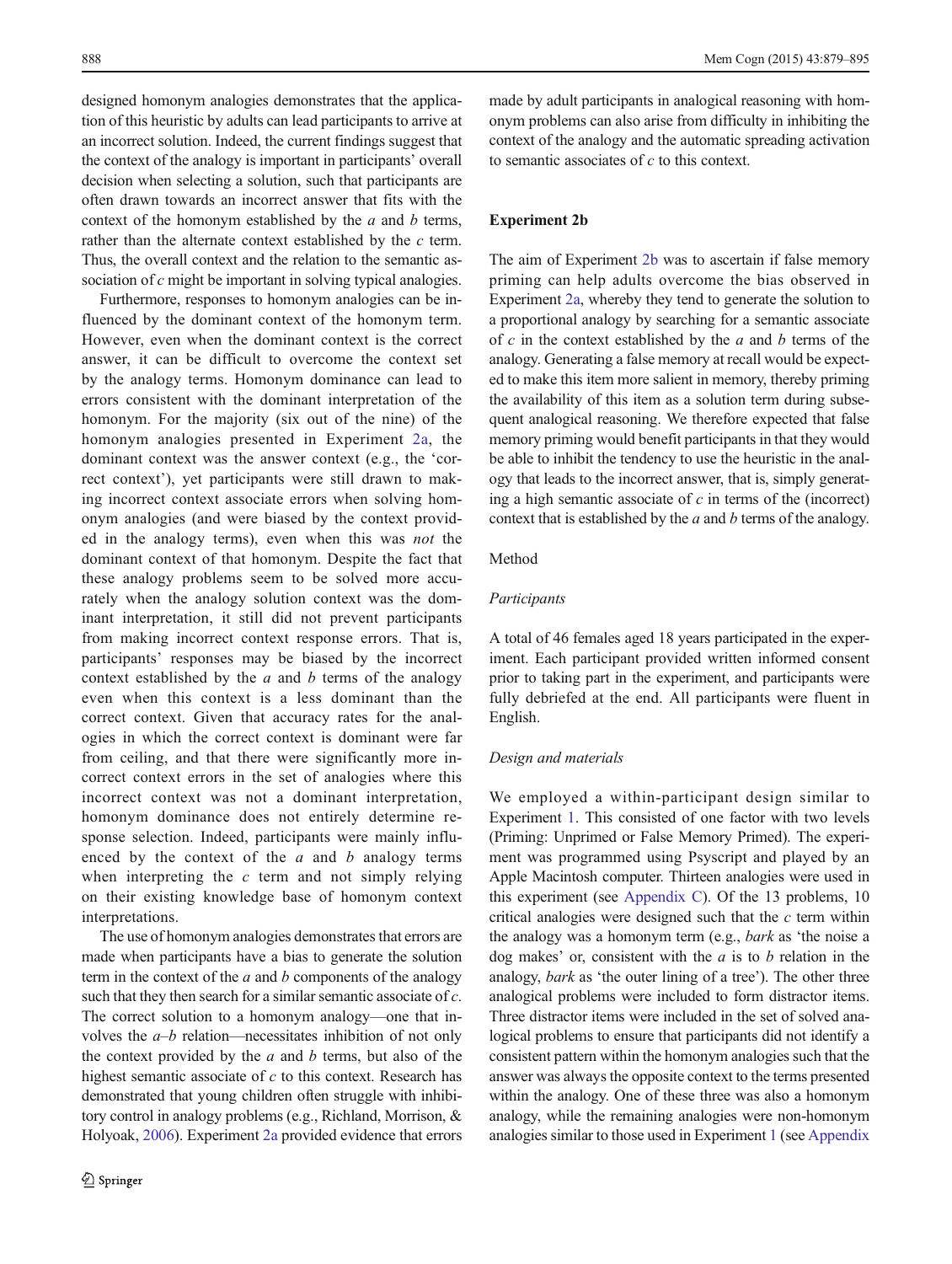designed homonym analogies demonstrates that the application of this heuristic by adults can lead participants to arrive at an incorrect solution. Indeed, the current findings suggest that the context of the analogy is important in participants' overall decision when selecting a solution, such that participants are often drawn towards an incorrect answer that fits with the context of the homonym established by the *a* and *b* terms, rather than the alternate context established by the *c* term. Thus, the overall context and the relation to the semantic association of *c* might be important in solving typical analogies.

Furthermore, responses to homonym analogies can be influenced by the dominant context of the homonym term. However, even when the dominant context is the correct answer, it can be difficult to overcome the context set by the analogy terms. Homonym dominance can lead to errors consistent with the dominant interpretation of the homonym. For the majority (six out of the nine) of the homonym analogies presented in Experiment 2a, the dominant context was the answer context (e.g., the 'correct context'), yet participants were still drawn to making incorrect context associate errors when solving homonym analogies (and were biased by the context provided in the analogy terms), even when this was *not* the dominant context of that homonym. Despite the fact that these analogy problems seem to be solved more accurately when the analogy solution context was the dominant interpretation, it still did not prevent participants from making incorrect context response errors. That is, participants' responses may be biased by the incorrect context established by the *a* and *b* terms of the analogy even when this context is a less dominant than the correct context. Given that accuracy rates for the analogies in which the correct context is dominant were far from ceiling, and that there were significantly more incorrect context errors in the set of analogies where this incorrect context was not a dominant interpretation, homonym dominance does not entirely determine response selection. Indeed, participants were mainly influenced by the context of the *a* and *b* analogy terms when interpreting the *c* term and not simply relying on their existing knowledge base of homonym context interpretations.

The use of homonym analogies demonstrates that errors are made when participants have a bias to generate the solution term in the context of the *a* and *b* components of the analogy such that they then search for a similar semantic associate of *c*. The correct solution to a homonym analogy—one that involves the *a*–*b* relation—necessitates inhibition of not only the context provided by the *a* and *b* terms, but also of the highest semantic associate of *c* to this context. Research has demonstrated that young children often struggle with inhibitory control in analogy problems (e.g., Richland, Morrison, & Holyoak, 2006). Experiment 2a provided evidence that errors made by adult participants in analogical reasoning with homonym problems can also arise from difficulty in inhibiting the context of the analogy and the automatic spreading activation to semantic associates of *c* to this context.

### Experiment 2b

The aim of Experiment 2b was to ascertain if false memory priming can help adults overcome the bias observed in Experiment 2a, whereby they tend to generate the solution to a proportional analogy by searching for a semantic associate of *c* in the context established by the *a* and *b* terms of the analogy. Generating a false memory at recall would be expected to make this item more salient in memory, thereby priming the availability of this item as a solution term during subsequent analogical reasoning. We therefore expected that false memory priming would benefit participants in that they would be able to inhibit the tendency to use the heuristic in the analogy that leads to the incorrect answer, that is, simply generating a high semantic associate of *c* in terms of the (incorrect) context that is established by the *a* and *b* terms of the analogy.

#### Method

##### *Participants*

A total of 46 females aged 18 years participated in the experiment. Each participant provided written informed consent prior to taking part in the experiment, and participants were fully debriefed at the end. All participants were fluent in English.

##### *Design and materials*

We employed a within-participant design similar to Experiment 1. This consisted of one factor with two levels (Priming: Unprimed or False Memory Primed). The experiment was programmed using Psyscript and played by an Apple Macintosh computer. Thirteen analogies were used in this experiment (see Appendix C). Of the 13 problems, 10 critical analogies were designed such that the *c* term within the analogy was a homonym term (e.g., *bark* as 'the noise a dog makes' or, consistent with the *a* is to *b* relation in the analogy, *bark* as 'the outer lining of a tree'). The other three analogical problems were included to form distractor items. Three distractor items were included in the set of solved analogical problems to ensure that participants did not identify a consistent pattern within the homonym analogies such that the answer was always the opposite context to the terms presented within the analogy. One of these three was also a homonym analogy, while the remaining analogies were non-homonym analogies similar to those used in Experiment 1 (see Appendix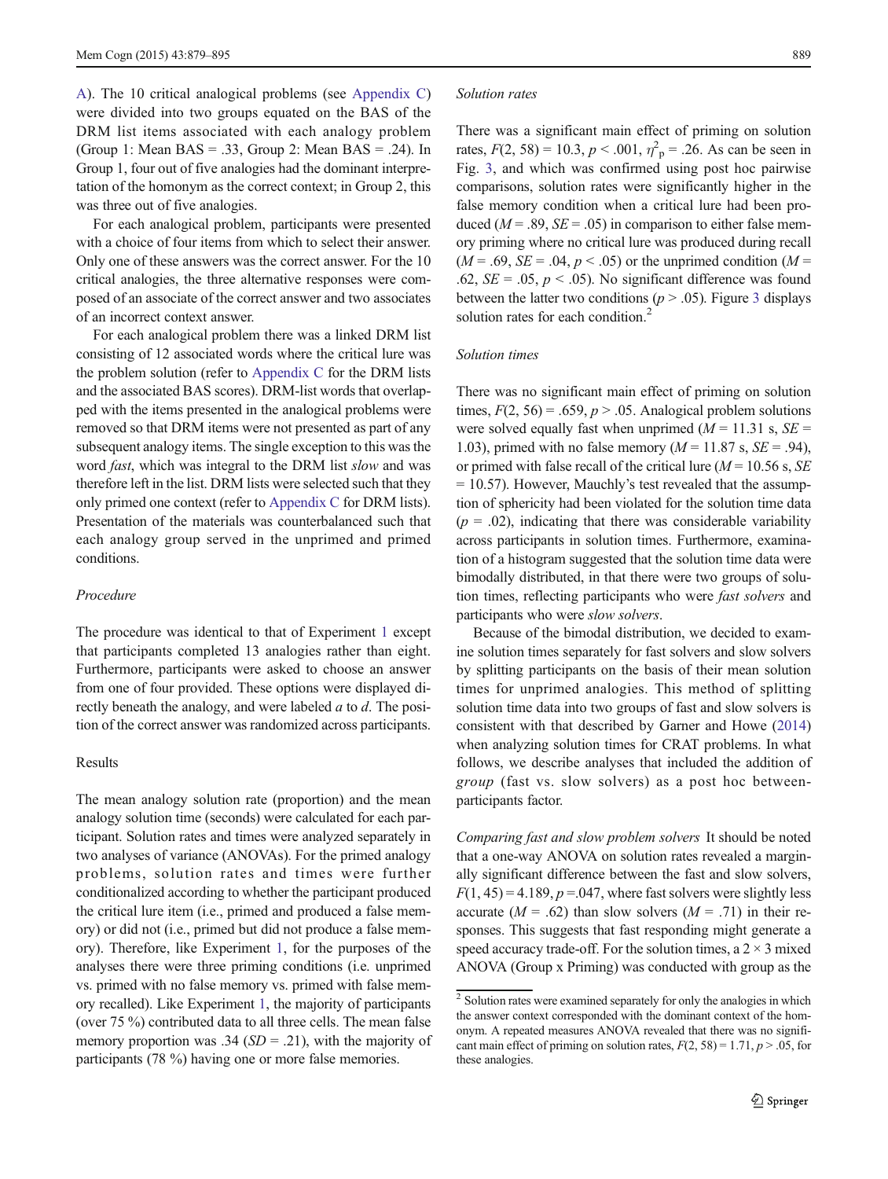A). The 10 critical analogical problems (see Appendix C) were divided into two groups equated on the BAS of the DRM list items associated with each analogy problem (Group 1: Mean BAS = .33, Group 2: Mean BAS = .24). In Group 1, four out of five analogies had the dominant interpretation of the homonym as the correct context; in Group 2, this was three out of five analogies.

For each analogical problem, participants were presented with a choice of four items from which to select their answer. Only one of these answers was the correct answer. For the 10 critical analogies, the three alternative responses were composed of an associate of the correct answer and two associates of an incorrect context answer.

For each analogical problem there was a linked DRM list consisting of 12 associated words where the critical lure was the problem solution (refer to Appendix C for the DRM lists and the associated BAS scores). DRM-list words that overlapped with the items presented in the analogical problems were removed so that DRM items were not presented as part of any subsequent analogy items. The single exception to this was the word *fast*, which was integral to the DRM list *slow* and was therefore left in the list. DRM lists were selected such that they only primed one context (refer to Appendix C for DRM lists). Presentation of the materials was counterbalanced such that each analogy group served in the unprimed and primed conditions.

### Procedure

The procedure was identical to that of Experiment 1 except that participants completed 13 analogies rather than eight. Furthermore, participants were asked to choose an answer from one of four provided. These options were displayed directly beneath the analogy, and were labeled *a* to *d*. The position of the correct answer was randomized across participants.

## Results

The mean analogy solution rate (proportion) and the mean analogy solution time (seconds) were calculated for each participant. Solution rates and times were analyzed separately in two analyses of variance (ANOVAs). For the primed analogy problems, solution rates and times were further conditionalized according to whether the participant produced the critical lure item (i.e., primed and produced a false memory) or did not (i.e., primed but did not produce a false memory). Therefore, like Experiment 1, for the purposes of the analyses there were three priming conditions (i.e. unprimed vs. primed with no false memory vs. primed with false memory recalled). Like Experiment 1, the majority of participants (over 75 %) contributed data to all three cells. The mean false memory proportion was .34 ($SD$ = .21), with the majority of participants (78 %) having one or more false memories.

### Solution rates

There was a significant main effect of priming on solution rates, $F(2, 58) = 10.3$, $p < .001$, $\eta^2_p = .26$. As can be seen in Fig. 3, and which was confirmed using post hoc pairwise comparisons, solution rates were significantly higher in the false memory condition when a critical lure had been produced ($M$ = .89, $SE$ = .05) in comparison to either false memory priming where no critical lure was produced during recall ($M$ = .69, $SE$ = .04, $p < .05$) or the unprimed condition ($M$ = .62, $SE$ = .05, $p < .05$). No significant difference was found between the latter two conditions ($p > .05$). Figure 3 displays solution rates for each condition.[2]

### Solution times

There was no significant main effect of priming on solution times, $F(2, 56) = .659$, $p > .05$. Analogical problem solutions were solved equally fast when unprimed ($M$ = 11.31 s, $SE$ = 1.03), primed with no false memory ($M$ = 11.87 s, $SE$ = .94), or primed with false recall of the critical lure ($M$ = 10.56 s, $SE$ = 10.57). However, Mauchly's test revealed that the assumption of sphericity had been violated for the solution time data ($p$ = .02), indicating that there was considerable variability across participants in solution times. Furthermore, examination of a histogram suggested that the solution time data were bimodally distributed, in that there were two groups of solution times, reflecting participants who were *fast solvers* and participants who were *slow solvers*.

Because of the bimodal distribution, we decided to examine solution times separately for fast solvers and slow solvers by splitting participants on the basis of their mean solution times for unprimed analogies. This method of splitting solution time data into two groups of fast and slow solvers is consistent with that described by Garner and Howe (2014) when analyzing solution times for CRAT problems. In what follows, we describe analyses that included the addition of *group* (fast vs. slow solvers) as a post hoc between-participants factor.

*Comparing fast and slow problem solvers* It should be noted that a one-way ANOVA on solution rates revealed a marginally significant difference between the fast and slow solvers, $F(1, 45) = 4.189$, $p = .047$, where fast solvers were slightly less accurate ($M$ = .62) than slow solvers ($M$ = .71) in their responses. This suggests that fast responding might generate a speed accuracy trade-off. For the solution times, a 2 × 3 mixed ANOVA (Group x Priming) was conducted with group as the

[2] Solution rates were examined separately for only the analogies in which the answer context corresponded with the dominant context of the homonym. A repeated measures ANOVA revealed that there was no significant main effect of priming on solution rates, $F(2, 58) = 1.71$, $p > .05$, for these analogies.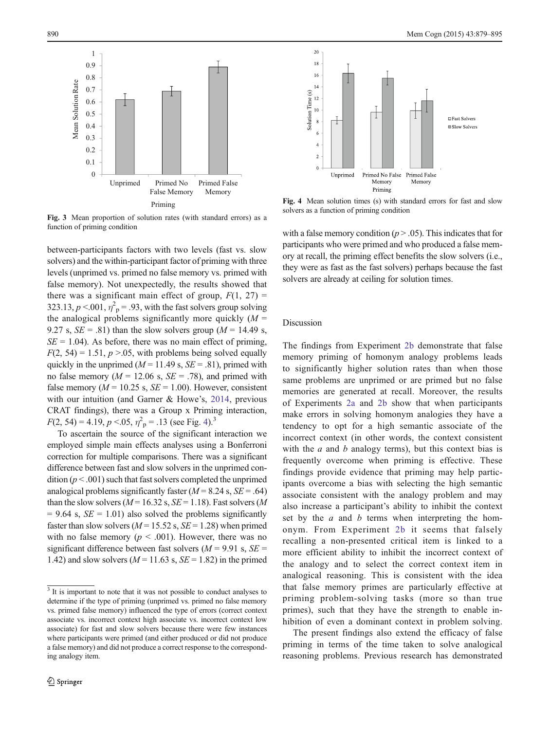Fig. 3 Mean proportion of solution rates (with standard errors) as a function of priming condition

Fig. 4 Mean solution times (s) with standard errors for fast and slow solvers as a function of priming condition

between-participants factors with two levels (fast vs. slow solvers) and the within-participant factor of priming with three levels (unprimed vs. primed no false memory vs. primed with false memory). Not unexpectedly, the results showed that there was a significant main effect of group, $F(1, 27) = 323.13$, $p < .001$, $\eta^2_p = .93$, with the fast solvers group solving the analogical problems significantly more quickly ($M = 9.27$ s, $SE = .81$) than the slow solvers group ($M = 14.49$ s, $SE = 1.04$). As before, there was no main effect of priming, $F(2, 54) = 1.51$, $p > .05$, with problems being solved equally quickly in the unprimed ($M = 11.49$ s, $SE = .81$), primed with no false memory ($M = 12.06$ s, $SE = .78$), and primed with false memory ($M = 10.25$ s, $SE = 1.00$). However, consistent with our intuition (and Garner & Howe's, 2014, previous CRAT findings), there was a Group x Priming interaction, $F(2, 54) = 4.19$, $p < .05$, $\eta^2_p = .13$ (see Fig. 4).[3]

To ascertain the source of the significant interaction we employed simple main effects analyses using a Bonferroni correction for multiple comparisons. There was a significant difference between fast and slow solvers in the unprimed condition ($p < .001$) such that fast solvers completed the unprimed analogical problems significantly faster ($M = 8.24$ s, $SE = .64$) than the slow solvers ($M = 16.32$ s, $SE = 1.18$). Fast solvers ($M = 9.64$ s, $SE = 1.01$) also solved the problems significantly faster than slow solvers ($M = 15.52$ s, $SE = 1.28$) when primed with no false memory ($p < .001$). However, there was no significant difference between fast solvers ($M = 9.91$ s, $SE = 1.42$) and slow solvers ($M = 11.63$ s, $SE = 1.82$) in the primed with a false memory condition ($p > .05$). This indicates that for participants who were primed and who produced a false memory at recall, the priming effect benefits the slow solvers (i.e., they were as fast as the fast solvers) perhaps because the fast solvers are already at ceiling for solution times.

[3] It is important to note that it was not possible to conduct analyses to determine if the type of priming (unprimed vs. primed no false memory vs. primed false memory) influenced the type of errors (correct context associate vs. incorrect context high associate vs. incorrect context low associate) for fast and slow solvers because there were few instances where participants were primed (and either produced or did not produce a false memory) and did not produce a correct response to the corresponding analogy item.

## Discussion

The findings from Experiment 2b demonstrate that false memory priming of homonym analogy problems leads to significantly higher solution rates than when those same problems are unprimed or are primed but no false memories are generated at recall. Moreover, the results of Experiments 2a and 2b show that when participants make errors in solving homonym analogies they have a tendency to opt for a high semantic associate of the incorrect context (in other words, the context consistent with the *a* and *b* analogy terms), but this context bias is frequently overcome when priming is effective. These findings provide evidence that priming may help participants overcome a bias with selecting the high semantic associate consistent with the analogy problem and may also increase a participant's ability to inhibit the context set by the *a* and *b* terms when interpreting the homonym. From Experiment 2b it seems that falsely recalling a non-presented critical item is linked to a more efficient ability to inhibit the incorrect context of the analogy and to select the correct context item in analogical reasoning. This is consistent with the idea that false memory primes are particularly effective at priming problem-solving tasks (more so than true primes), such that they have the strength to enable inhibition of even a dominant context in problem solving.

The present findings also extend the efficacy of false priming in terms of the time taken to solve analogical reasoning problems. Previous research has demonstrated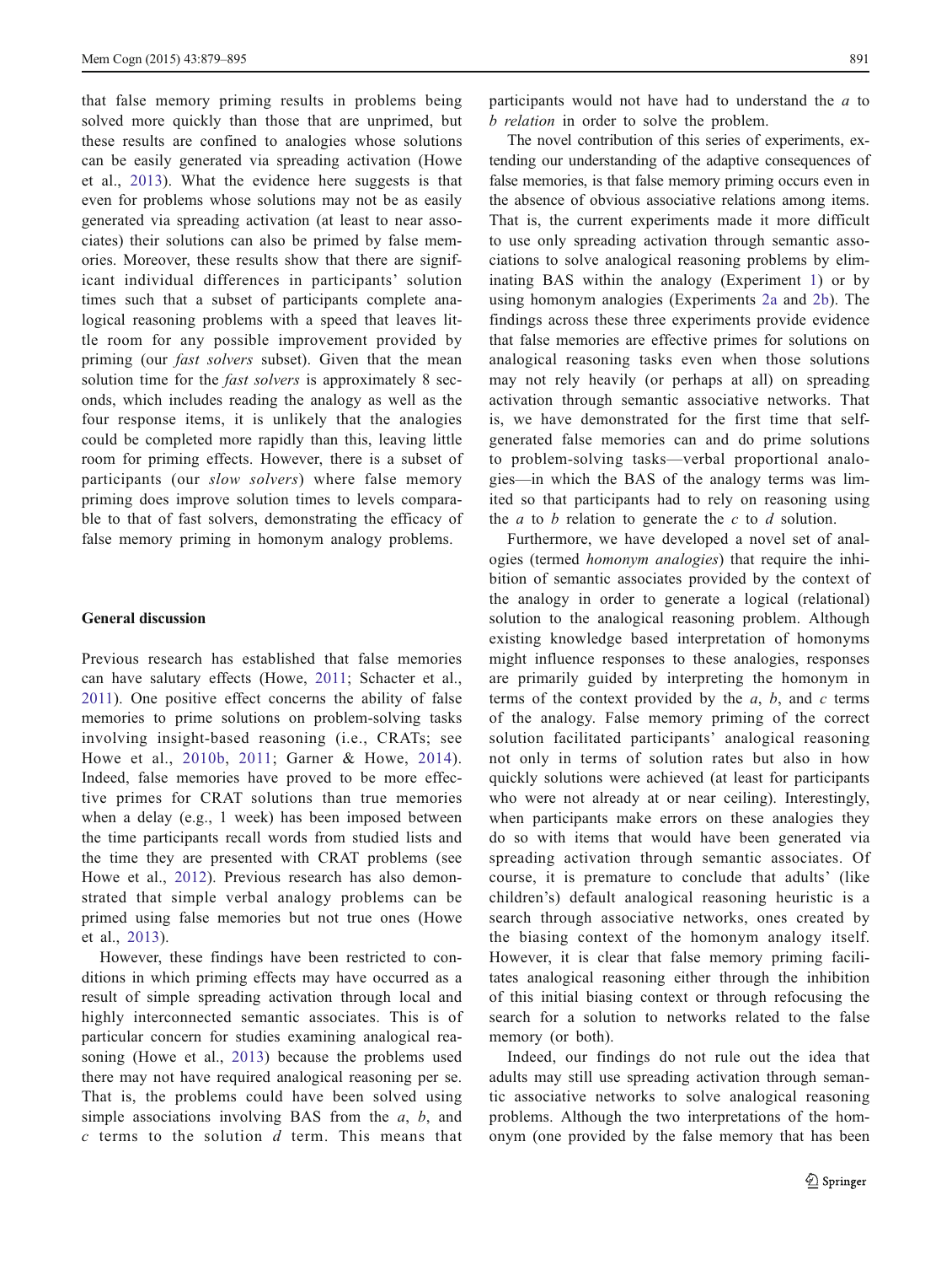that false memory priming results in problems being solved more quickly than those that are unprimed, but these results are confined to analogies whose solutions can be easily generated via spreading activation (Howe et al., 2013). What the evidence here suggests is that even for problems whose solutions may not be as easily generated via spreading activation (at least to near associates) their solutions can also be primed by false memories. Moreover, these results show that there are significant individual differences in participants' solution times such that a subset of participants complete analogical reasoning problems with a speed that leaves little room for any possible improvement provided by priming (our *fast solvers* subset). Given that the mean solution time for the *fast solvers* is approximately 8 seconds, which includes reading the analogy as well as the four response items, it is unlikely that the analogies could be completed more rapidly than this, leaving little room for priming effects. However, there is a subset of participants (our *slow solvers*) where false memory priming does improve solution times to levels comparable to that of fast solvers, demonstrating the efficacy of false memory priming in homonym analogy problems.

## General discussion

Previous research has established that false memories can have salutary effects (Howe, 2011; Schacter et al., 2011). One positive effect concerns the ability of false memories to prime solutions on problem-solving tasks involving insight-based reasoning (i.e., CRATs; see Howe et al., 2010b, 2011; Garner & Howe, 2014). Indeed, false memories have proved to be more effective primes for CRAT solutions than true memories when a delay (e.g., 1 week) has been imposed between the time participants recall words from studied lists and the time they are presented with CRAT problems (see Howe et al., 2012). Previous research has also demonstrated that simple verbal analogy problems can be primed using false memories but not true ones (Howe et al., 2013).

However, these findings have been restricted to conditions in which priming effects may have occurred as a result of simple spreading activation through local and highly interconnected semantic associates. This is of particular concern for studies examining analogical reasoning (Howe et al., 2013) because the problems used there may not have required analogical reasoning per se. That is, the problems could have been solved using simple associations involving BAS from the *a*, *b*, and *c* terms to the solution *d* term. This means that participants would not have had to understand the *a* to *b relation* in order to solve the problem.

The novel contribution of this series of experiments, extending our understanding of the adaptive consequences of false memories, is that false memory priming occurs even in the absence of obvious associative relations among items. That is, the current experiments made it more difficult to use only spreading activation through semantic associations to solve analogical reasoning problems by eliminating BAS within the analogy (Experiment 1) or by using homonym analogies (Experiments 2a and 2b). The findings across these three experiments provide evidence that false memories are effective primes for solutions on analogical reasoning tasks even when those solutions may not rely heavily (or perhaps at all) on spreading activation through semantic associative networks. That is, we have demonstrated for the first time that self-generated false memories can and do prime solutions to problem-solving tasks—verbal proportional analogies—in which the BAS of the analogy terms was limited so that participants had to rely on reasoning using the *a* to *b* relation to generate the *c* to *d* solution.

Furthermore, we have developed a novel set of analogies (termed *homonym analogies*) that require the inhibition of semantic associates provided by the context of the analogy in order to generate a logical (relational) solution to the analogical reasoning problem. Although existing knowledge based interpretation of homonyms might influence responses to these analogies, responses are primarily guided by interpreting the homonym in terms of the context provided by the *a*, *b*, and *c* terms of the analogy. False memory priming of the correct solution facilitated participants' analogical reasoning not only in terms of solution rates but also in how quickly solutions were achieved (at least for participants who were not already at or near ceiling). Interestingly, when participants make errors on these analogies they do so with items that would have been generated via spreading activation through semantic associates. Of course, it is premature to conclude that adults' (like children's) default analogical reasoning heuristic is a search through associative networks, ones created by the biasing context of the homonym analogy itself. However, it is clear that false memory priming facilitates analogical reasoning either through the inhibition of this initial biasing context or through refocusing the search for a solution to networks related to the false memory (or both).

Indeed, our findings do not rule out the idea that adults may still use spreading activation through semantic associative networks to solve analogical reasoning problems. Although the two interpretations of the homonym (one provided by the false memory that has been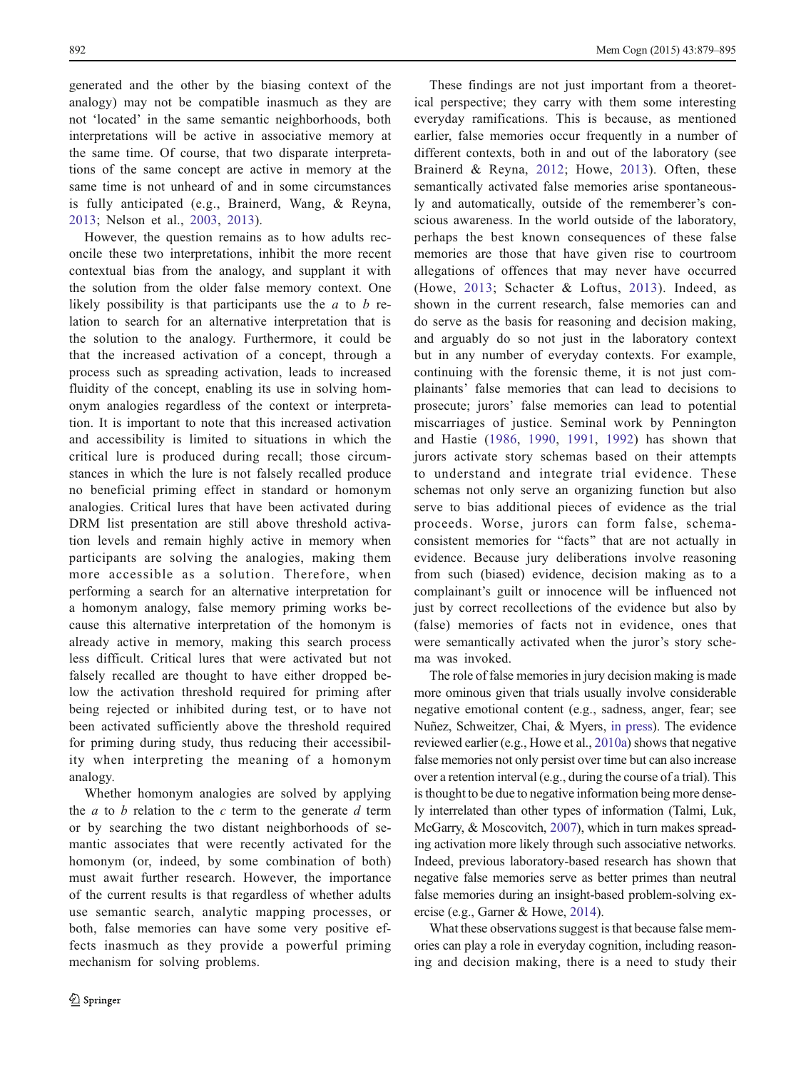generated and the other by the biasing context of the analogy) may not be compatible inasmuch as they are not 'located' in the same semantic neighborhoods, both interpretations will be active in associative memory at the same time. Of course, that two disparate interpretations of the same concept are active in memory at the same time is not unheard of and in some circumstances is fully anticipated (e.g., Brainerd, Wang, & Reyna, 2013; Nelson et al., 2003, 2013).

However, the question remains as to how adults reconcile these two interpretations, inhibit the more recent contextual bias from the analogy, and supplant it with the solution from the older false memory context. One likely possibility is that participants use the *a* to *b* relation to search for an alternative interpretation that is the solution to the analogy. Furthermore, it could be that the increased activation of a concept, through a process such as spreading activation, leads to increased fluidity of the concept, enabling its use in solving homonym analogies regardless of the context or interpretation. It is important to note that this increased activation and accessibility is limited to situations in which the critical lure is produced during recall; those circumstances in which the lure is not falsely recalled produce no beneficial priming effect in standard or homonym analogies. Critical lures that have been activated during DRM list presentation are still above threshold activation levels and remain highly active in memory when participants are solving the analogies, making them more accessible as a solution. Therefore, when performing a search for an alternative interpretation for a homonym analogy, false memory priming works because this alternative interpretation of the homonym is already active in memory, making this search process less difficult. Critical lures that were activated but not falsely recalled are thought to have either dropped below the activation threshold required for priming after being rejected or inhibited during test, or to have not been activated sufficiently above the threshold required for priming during study, thus reducing their accessibility when interpreting the meaning of a homonym analogy.

Whether homonym analogies are solved by applying the *a* to *b* relation to the *c* term to the generate *d* term or by searching the two distant neighborhoods of semantic associates that were recently activated for the homonym (or, indeed, by some combination of both) must await further research. However, the importance of the current results is that regardless of whether adults use semantic search, analytic mapping processes, or both, false memories can have some very positive effects inasmuch as they provide a powerful priming mechanism for solving problems.

These findings are not just important from a theoretical perspective; they carry with them some interesting everyday ramifications. This is because, as mentioned earlier, false memories occur frequently in a number of different contexts, both in and out of the laboratory (see Brainerd & Reyna, 2012; Howe, 2013). Often, these semantically activated false memories arise spontaneously and automatically, outside of the rememberer's conscious awareness. In the world outside of the laboratory, perhaps the best known consequences of these false memories are those that have given rise to courtroom allegations of offences that may never have occurred (Howe, 2013; Schacter & Loftus, 2013). Indeed, as shown in the current research, false memories can and do serve as the basis for reasoning and decision making, and arguably do so not just in the laboratory context but in any number of everyday contexts. For example, continuing with the forensic theme, it is not just complainants' false memories that can lead to decisions to prosecute; jurors' false memories can lead to potential miscarriages of justice. Seminal work by Pennington and Hastie (1986, 1990, 1991, 1992) has shown that jurors activate story schemas based on their attempts to understand and integrate trial evidence. These schemas not only serve an organizing function but also serve to bias additional pieces of evidence as the trial proceeds. Worse, jurors can form false, schema-consistent memories for "facts" that are not actually in evidence. Because jury deliberations involve reasoning from such (biased) evidence, decision making as to a complainant's guilt or innocence will be influenced not just by correct recollections of the evidence but also by (false) memories of facts not in evidence, ones that were semantically activated when the juror's story schema was invoked.

The role of false memories in jury decision making is made more ominous given that trials usually involve considerable negative emotional content (e.g., sadness, anger, fear; see Nuñez, Schweitzer, Chai, & Myers, in press). The evidence reviewed earlier (e.g., Howe et al., 2010a) shows that negative false memories not only persist over time but can also increase over a retention interval (e.g., during the course of a trial). This is thought to be due to negative information being more densely interrelated than other types of information (Talmi, Luk, McGarry, & Moscovitch, 2007), which in turn makes spreading activation more likely through such associative networks. Indeed, previous laboratory-based research has shown that negative false memories serve as better primes than neutral false memories during an insight-based problem-solving exercise (e.g., Garner & Howe, 2014).

What these observations suggest is that because false memories can play a role in everyday cognition, including reasoning and decision making, there is a need to study their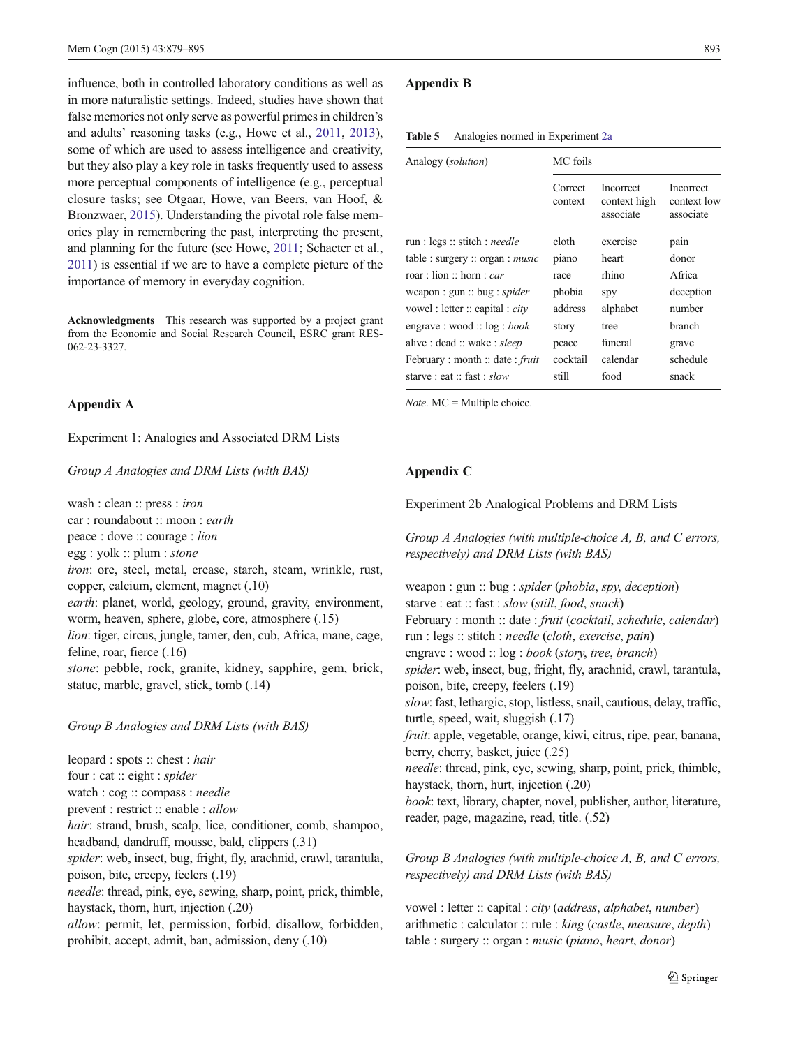influence, both in controlled laboratory conditions as well as in more naturalistic settings. Indeed, studies have shown that false memories not only serve as powerful primes in children's and adults' reasoning tasks (e.g., Howe et al., 2011, 2013), some of which are used to assess intelligence and creativity, but they also play a key role in tasks frequently used to assess more perceptual components of intelligence (e.g., perceptual closure tasks; see Otgaar, Howe, van Beers, van Hoof, & Bronzwaer, 2015). Understanding the pivotal role false memories play in remembering the past, interpreting the present, and planning for the future (see Howe, 2011; Schacter et al., 2011) is essential if we are to have a complete picture of the importance of memory in everyday cognition.

**Acknowledgments** This research was supported by a project grant from the Economic and Social Research Council, ESRC grant RES-062-23-3327.

## Appendix A

Experiment 1: Analogies and Associated DRM Lists

*Group A Analogies and DRM Lists (with BAS)*

wash : clean :: press : *iron*
car : roundabout :: moon : *earth*
peace : dove :: courage : *lion*
egg : yolk :: plum : *stone*
*iron*: ore, steel, metal, crease, starch, steam, wrinkle, rust, copper, calcium, element, magnet (.10)
*earth*: planet, world, geology, ground, gravity, environment, worm, heaven, sphere, globe, core, atmosphere (.15)
*lion*: tiger, circus, jungle, tamer, den, cub, Africa, mane, cage, feline, roar, fierce (.16)
*stone*: pebble, rock, granite, kidney, sapphire, gem, brick, statue, marble, gravel, stick, tomb (.14)

*Group B Analogies and DRM Lists (with BAS)*

leopard : spots :: chest : *hair*
four : cat :: eight : *spider*
watch : cog :: compass : *needle*
prevent : restrict :: enable : *allow*
*hair*: strand, brush, scalp, lice, conditioner, comb, shampoo, headband, dandruff, mousse, bald, clippers (.31)
*spider*: web, insect, bug, fright, fly, arachnid, crawl, tarantula, poison, bite, creepy, feelers (.19)
*needle*: thread, pink, eye, sewing, sharp, point, prick, thimble, haystack, thorn, hurt, injection (.20)
*allow*: permit, let, permission, forbid, disallow, forbidden, prohibit, accept, admit, ban, admission, deny (.10)

## Appendix B

**Table 5** Analogies normed in Experiment 2a

| Analogy (*solution*) | MC foils | | |
|---|---|---|---|
| | Correct context | Incorrect context high associate | Incorrect context low associate |
| run : legs :: stitch : *needle* | cloth | exercise | pain |
| table : surgery :: organ : *music* | piano | heart | donor |
| roar : lion :: horn : *car* | race | rhino | Africa |
| weapon : gun :: bug : *spider* | phobia | spy | deception |
| vowel : letter :: capital : *city* | address | alphabet | number |
| engrave : wood :: log : *book* | story | tree | branch |
| alive : dead :: wake : *sleep* | peace | funeral | grave |
| February : month :: date : *fruit* | cocktail | calendar | schedule |
| starve : eat :: fast : *slow* | still | food | snack |

*Note*. MC = Multiple choice.

## Appendix C

Experiment 2b Analogical Problems and DRM Lists

*Group A Analogies (with multiple-choice A, B, and C errors, respectively) and DRM Lists (with BAS)*

weapon : gun :: bug : *spider* (*phobia*, *spy*, *deception*)
starve : eat :: fast : *slow* (*still*, *food*, *snack*)
February : month :: date : *fruit* (*cocktail*, *schedule*, *calendar*)
run : legs :: stitch : *needle* (*cloth*, *exercise*, *pain*)
engrave : wood :: log : *book* (*story*, *tree*, *branch*)
*spider*: web, insect, bug, fright, fly, arachnid, crawl, tarantula, poison, bite, creepy, feelers (.19)
*slow*: fast, lethargic, stop, listless, snail, cautious, delay, traffic, turtle, speed, wait, sluggish (.17)
*fruit*: apple, vegetable, orange, kiwi, citrus, ripe, pear, banana, berry, cherry, basket, juice (.25)
*needle*: thread, pink, eye, sewing, sharp, point, prick, thimble, haystack, thorn, hurt, injection (.20)
*book*: text, library, chapter, novel, publisher, author, literature, reader, page, magazine, read, title. (.52)

*Group B Analogies (with multiple-choice A, B, and C errors, respectively) and DRM Lists (with BAS)*

vowel : letter :: capital : *city* (*address*, *alphabet*, *number*)
arithmetic : calculator :: rule : *king* (*castle*, *measure*, *depth*)
table : surgery :: organ : *music* (*piano*, *heart*, *donor*)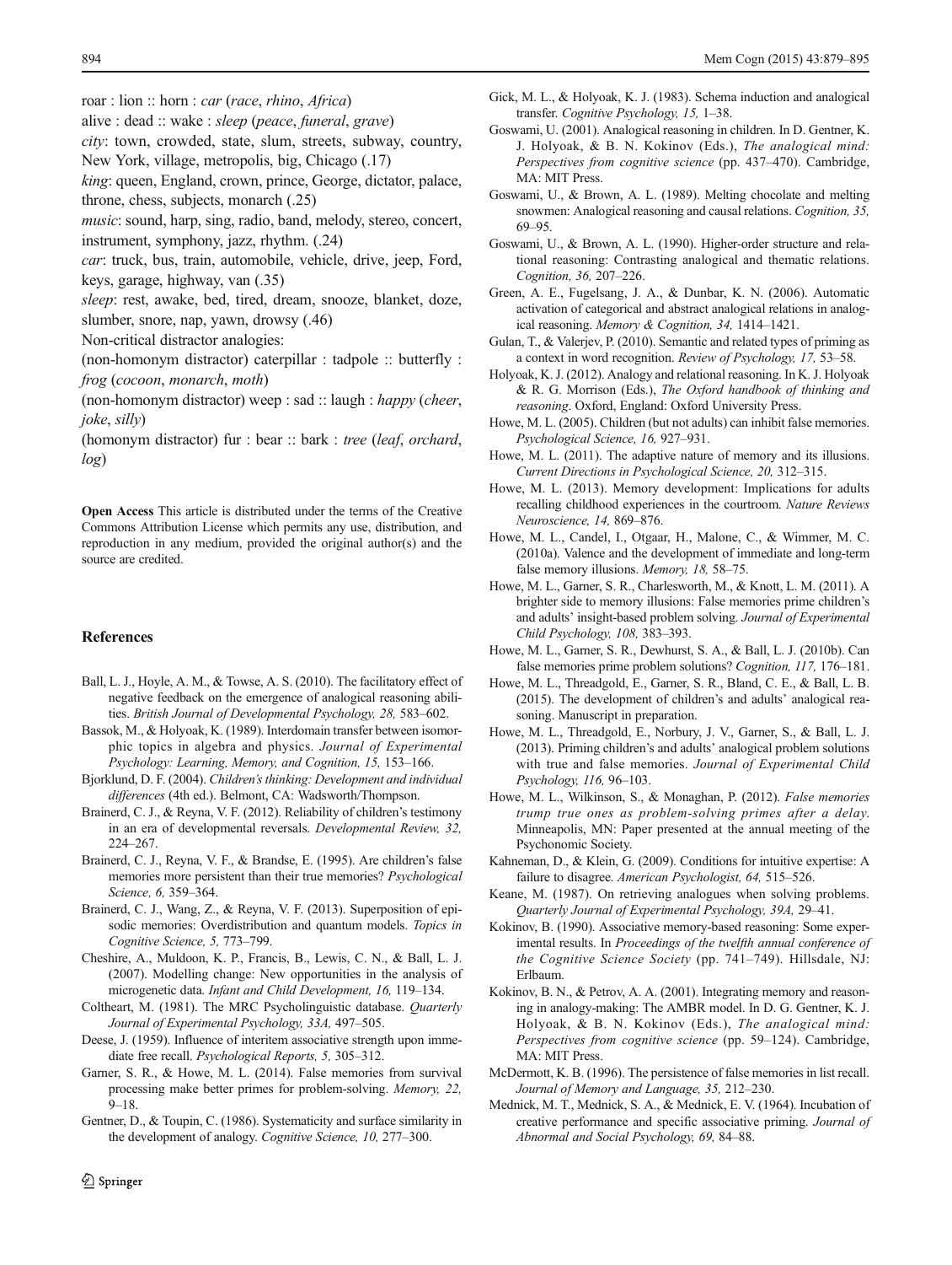roar : lion :: horn : *car* (*race*, *rhino*, *Africa*)

alive : dead :: wake : *sleep* (*peace*, *funeral*, *grave*)

*city*: town, crowded, state, slum, streets, subway, country, New York, village, metropolis, big, Chicago (.17)

*king*: queen, England, crown, prince, George, dictator, palace, throne, chess, subjects, monarch (.25)

*music*: sound, harp, sing, radio, band, melody, stereo, concert, instrument, symphony, jazz, rhythm. (.24)

*car*: truck, bus, train, automobile, vehicle, drive, jeep, Ford, keys, garage, highway, van (.35)

*sleep*: rest, awake, bed, tired, dream, snooze, blanket, doze, slumber, snore, nap, yawn, drowsy (.46)

Non-critical distractor analogies:

(non-homonym distractor) caterpillar : tadpole :: butterfly : *frog* (*cocoon*, *monarch*, *moth*)

(non-homonym distractor) weep : sad :: laugh : *happy* (*cheer*, *joke*, *silly*)

(homonym distractor) fur : bear :: bark : *tree* (*leaf*, *orchard*, *log*)

**Open Access** This article is distributed under the terms of the Creative Commons Attribution License which permits any use, distribution, and reproduction in any medium, provided the original author(s) and the source are credited.

## References

Ball, L. J., Hoyle, A. M., & Towse, A. S. (2010). The facilitatory effect of negative feedback on the emergence of analogical reasoning abilities. *British Journal of Developmental Psychology, 28,* 583–602.

Bassok, M., & Holyoak, K. (1989). Interdomain transfer between isomorphic topics in algebra and physics. *Journal of Experimental Psychology: Learning, Memory, and Cognition, 15,* 153–166.

Bjorklund, D. F. (2004). *Children's thinking: Development and individual differences* (4th ed.). Belmont, CA: Wadsworth/Thompson.

Brainerd, C. J., & Reyna, V. F. (2012). Reliability of children's testimony in an era of developmental reversals. *Developmental Review, 32,* 224–267.

Brainerd, C. J., Reyna, V. F., & Brandse, E. (1995). Are children's false memories more persistent than their true memories? *Psychological Science, 6,* 359–364.

Brainerd, C. J., Wang, Z., & Reyna, V. F. (2013). Superposition of episodic memories: Overdistribution and quantum models. *Topics in Cognitive Science, 5,* 773–799.

Cheshire, A., Muldoon, K. P., Francis, B., Lewis, C. N., & Ball, L. J. (2007). Modelling change: New opportunities in the analysis of microgenetic data. *Infant and Child Development, 16,* 119–134.

Coltheart, M. (1981). The MRC Psycholinguistic database. *Quarterly Journal of Experimental Psychology, 33A,* 497–505.

Deese, J. (1959). Influence of interitem associative strength upon immediate free recall. *Psychological Reports, 5,* 305–312.

Garner, S. R., & Howe, M. L. (2014). False memories from survival processing make better primes for problem-solving. *Memory, 22,* 9–18.

Gentner, D., & Toupin, C. (1986). Systematicity and surface similarity in the development of analogy. *Cognitive Science, 10,* 277–300.

Gick, M. L., & Holyoak, K. J. (1983). Schema induction and analogical transfer. *Cognitive Psychology, 15,* 1–38.

Goswami, U. (2001). Analogical reasoning in children. In D. Gentner, K. J. Holyoak, & B. N. Kokinov (Eds.), *The analogical mind: Perspectives from cognitive science* (pp. 437–470). Cambridge, MA: MIT Press.

Goswami, U., & Brown, A. L. (1989). Melting chocolate and melting snowmen: Analogical reasoning and causal relations. *Cognition, 35,* 69–95.

Goswami, U., & Brown, A. L. (1990). Higher-order structure and relational reasoning: Contrasting analogical and thematic relations. *Cognition, 36,* 207–226.

Green, A. E., Fugelsang, J. A., & Dunbar, K. N. (2006). Automatic activation of categorical and abstract analogical relations in analogical reasoning. *Memory & Cognition, 34,* 1414–1421.

Gulan, T., & Valerjev, P. (2010). Semantic and related types of priming as a context in word recognition. *Review of Psychology, 17,* 53–58.

Holyoak, K. J. (2012). Analogy and relational reasoning. In K. J. Holyoak & R. G. Morrison (Eds.), *The Oxford handbook of thinking and reasoning*. Oxford, England: Oxford University Press.

Howe, M. L. (2005). Children (but not adults) can inhibit false memories. *Psychological Science, 16,* 927–931.

Howe, M. L. (2011). The adaptive nature of memory and its illusions. *Current Directions in Psychological Science, 20,* 312–315.

Howe, M. L. (2013). Memory development: Implications for adults recalling childhood experiences in the courtroom. *Nature Reviews Neuroscience, 14,* 869–876.

Howe, M. L., Candel, I., Otgaar, H., Malone, C., & Wimmer, M. C. (2010a). Valence and the development of immediate and long-term false memory illusions. *Memory, 18,* 58–75.

Howe, M. L., Garner, S. R., Charlesworth, M., & Knott, L. M. (2011). A brighter side to memory illusions: False memories prime children's and adults' insight-based problem solving. *Journal of Experimental Child Psychology, 108,* 383–393.

Howe, M. L., Garner, S. R., Dewhurst, S. A., & Ball, L. J. (2010b). Can false memories prime problem solutions? *Cognition, 117,* 176–181.

Howe, M. L., Threadgold, E., Garner, S. R., Bland, C. E., & Ball, L. B. (2015). The development of children's and adults' analogical reasoning. Manuscript in preparation.

Howe, M. L., Threadgold, E., Norbury, J. V., Garner, S., & Ball, L. J. (2013). Priming children's and adults' analogical problem solutions with true and false memories. *Journal of Experimental Child Psychology, 116,* 96–103.

Howe, M. L., Wilkinson, S., & Monaghan, P. (2012). *False memories trump true ones as problem-solving primes after a delay*. Minneapolis, MN: Paper presented at the annual meeting of the Psychonomic Society.

Kahneman, D., & Klein, G. (2009). Conditions for intuitive expertise: A failure to disagree. *American Psychologist, 64,* 515–526.

Keane, M. (1987). On retrieving analogues when solving problems. *Quarterly Journal of Experimental Psychology, 39A,* 29–41.

Kokinov, B. (1990). Associative memory-based reasoning: Some experimental results. In *Proceedings of the twelfth annual conference of the Cognitive Science Society* (pp. 741–749). Hillsdale, NJ: Erlbaum.

Kokinov, B. N., & Petrov, A. A. (2001). Integrating memory and reasoning in analogy-making: The AMBR model. In D. G. Gentner, K. J. Holyoak, & B. N. Kokinov (Eds.), *The analogical mind: Perspectives from cognitive science* (pp. 59–124). Cambridge, MA: MIT Press.

McDermott, K. B. (1996). The persistence of false memories in list recall. *Journal of Memory and Language, 35,* 212–230.

Mednick, M. T., Mednick, S. A., & Mednick, E. V. (1964). Incubation of creative performance and specific associative priming. *Journal of Abnormal and Social Psychology, 69,* 84–88.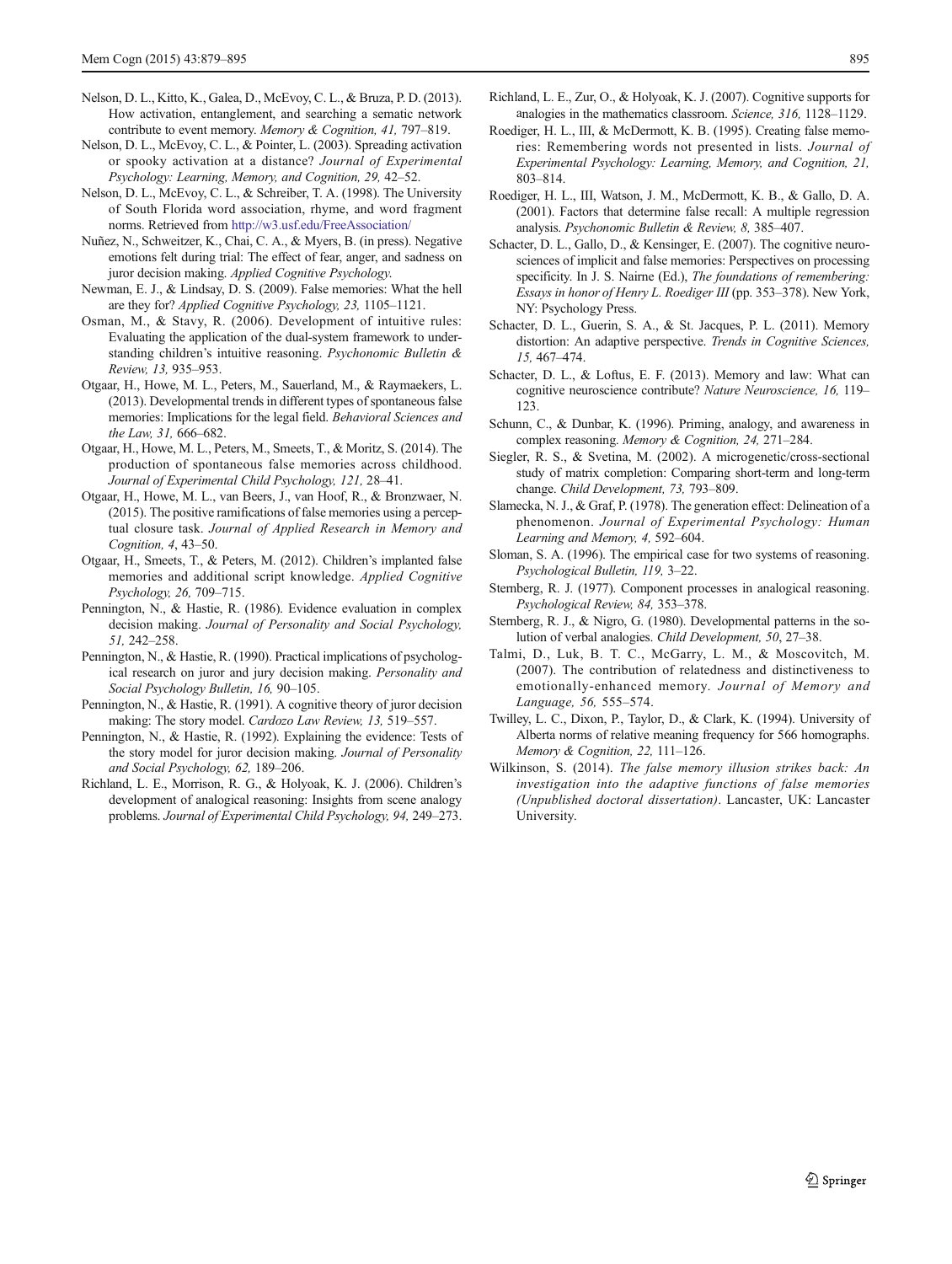Nelson, D. L., Kitto, K., Galea, D., McEvoy, C. L., & Bruza, P. D. (2013). How activation, entanglement, and searching a sematic network contribute to event memory. *Memory & Cognition, 41,* 797–819.

Nelson, D. L., McEvoy, C. L., & Pointer, L. (2003). Spreading activation or spooky activation at a distance? *Journal of Experimental Psychology: Learning, Memory, and Cognition, 29,* 42–52.

Nelson, D. L., McEvoy, C. L., & Schreiber, T. A. (1998). The University of South Florida word association, rhyme, and word fragment norms. Retrieved from http://w3.usf.edu/FreeAssociation/

Nuñez, N., Schweitzer, K., Chai, C. A., & Myers, B. (in press). Negative emotions felt during trial: The effect of fear, anger, and sadness on juror decision making. *Applied Cognitive Psychology.*

Newman, E. J., & Lindsay, D. S. (2009). False memories: What the hell are they for? *Applied Cognitive Psychology, 23,* 1105–1121.

Osman, M., & Stavy, R. (2006). Development of intuitive rules: Evaluating the application of the dual-system framework to understanding children's intuitive reasoning. *Psychonomic Bulletin & Review, 13,* 935–953.

Otgaar, H., Howe, M. L., Peters, M., Sauerland, M., & Raymaekers, L. (2013). Developmental trends in different types of spontaneous false memories: Implications for the legal field. *Behavioral Sciences and the Law, 31,* 666–682.

Otgaar, H., Howe, M. L., Peters, M., Smeets, T., & Moritz, S. (2014). The production of spontaneous false memories across childhood. *Journal of Experimental Child Psychology, 121,* 28–41.

Otgaar, H., Howe, M. L., van Beers, J., van Hoof, R., & Bronzwaer, N. (2015). The positive ramifications of false memories using a perceptual closure task. *Journal of Applied Research in Memory and Cognition, 4*, 43–50.

Otgaar, H., Smeets, T., & Peters, M. (2012). Children's implanted false memories and additional script knowledge. *Applied Cognitive Psychology, 26,* 709–715.

Pennington, N., & Hastie, R. (1986). Evidence evaluation in complex decision making. *Journal of Personality and Social Psychology, 51,* 242–258.

Pennington, N., & Hastie, R. (1990). Practical implications of psychological research on juror and jury decision making. *Personality and Social Psychology Bulletin, 16,* 90–105.

Pennington, N., & Hastie, R. (1991). A cognitive theory of juror decision making: The story model. *Cardozo Law Review, 13,* 519–557.

Pennington, N., & Hastie, R. (1992). Explaining the evidence: Tests of the story model for juror decision making. *Journal of Personality and Social Psychology, 62,* 189–206.

Richland, L. E., Morrison, R. G., & Holyoak, K. J. (2006). Children's development of analogical reasoning: Insights from scene analogy problems. *Journal of Experimental Child Psychology, 94,* 249–273.

Richland, L. E., Zur, O., & Holyoak, K. J. (2007). Cognitive supports for analogies in the mathematics classroom. *Science, 316,* 1128–1129.

Roediger, H. L., III, & McDermott, K. B. (1995). Creating false memories: Remembering words not presented in lists. *Journal of Experimental Psychology: Learning, Memory, and Cognition, 21,* 803–814.

Roediger, H. L., III, Watson, J. M., McDermott, K. B., & Gallo, D. A. (2001). Factors that determine false recall: A multiple regression analysis. *Psychonomic Bulletin & Review, 8,* 385–407.

Schacter, D. L., Gallo, D., & Kensinger, E. (2007). The cognitive neurosciences of implicit and false memories: Perspectives on processing specificity. In J. S. Nairne (Ed.), *The foundations of remembering: Essays in honor of Henry L. Roediger III* (pp. 353–378). New York, NY: Psychology Press.

Schacter, D. L., Guerin, S. A., & St. Jacques, P. L. (2011). Memory distortion: An adaptive perspective. *Trends in Cognitive Sciences, 15,* 467–474.

Schacter, D. L., & Loftus, E. F. (2013). Memory and law: What can cognitive neuroscience contribute? *Nature Neuroscience, 16,* 119–123.

Schunn, C., & Dunbar, K. (1996). Priming, analogy, and awareness in complex reasoning. *Memory & Cognition, 24,* 271–284.

Siegler, R. S., & Svetina, M. (2002). A microgenetic/cross-sectional study of matrix completion: Comparing short-term and long-term change. *Child Development, 73,* 793–809.

Slamecka, N. J., & Graf, P. (1978). The generation effect: Delineation of a phenomenon. *Journal of Experimental Psychology: Human Learning and Memory, 4,* 592–604.

Sloman, S. A. (1996). The empirical case for two systems of reasoning. *Psychological Bulletin, 119,* 3–22.

Sternberg, R. J. (1977). Component processes in analogical reasoning. *Psychological Review, 84,* 353–378.

Sternberg, R. J., & Nigro, G. (1980). Developmental patterns in the solution of verbal analogies. *Child Development, 50*, 27–38.

Talmi, D., Luk, B. T. C., McGarry, L. M., & Moscovitch, M. (2007). The contribution of relatedness and distinctiveness to emotionally-enhanced memory. *Journal of Memory and Language, 56,* 555–574.

Twilley, L. C., Dixon, P., Taylor, D., & Clark, K. (1994). University of Alberta norms of relative meaning frequency for 566 homographs. *Memory & Cognition, 22,* 111–126.

Wilkinson, S. (2014). *The false memory illusion strikes back: An investigation into the adaptive functions of false memories (Unpublished doctoral dissertation)*. Lancaster, UK: Lancaster University.